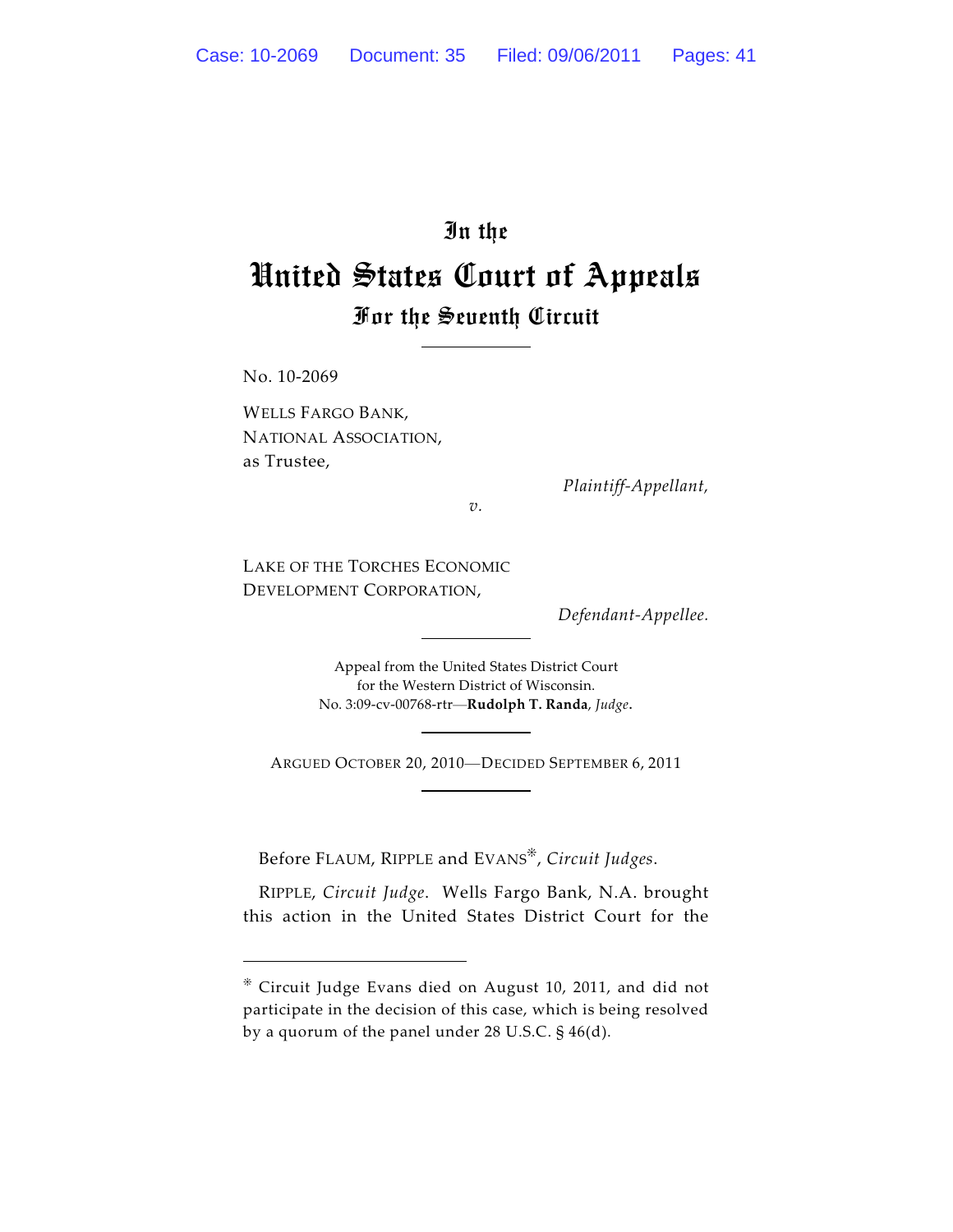# In the
# United States Court of Appeals
## For the Seventh Circuit

No. 10-2069

WELLS FARGO BANK, NATIONAL ASSOCIATION, as Trustee,

*Plaintiff-Appellant,*

*v.*

LAKE OF THE TORCHES ECONOMIC DEVELOPMENT CORPORATION,

*Defendant-Appellee.*

Appeal from the United States District Court for the Western District of Wisconsin.
No. 3:09-cv-00768-rtr—**Rudolph T. Randa**, *Judge*.

ARGUED OCTOBER 20, 2010—DECIDED SEPTEMBER 6, 2011

Before FLAUM, RIPPLE and EVANS*, *Circuit Judges*.

RIPPLE, *Circuit Judge*. Wells Fargo Bank, N.A. brought this action in the United States District Court for the

* Circuit Judge Evans died on August 10, 2011, and did not participate in the decision of this case, which is being resolved by a quorum of the panel under 28 U.S.C. § 46(d).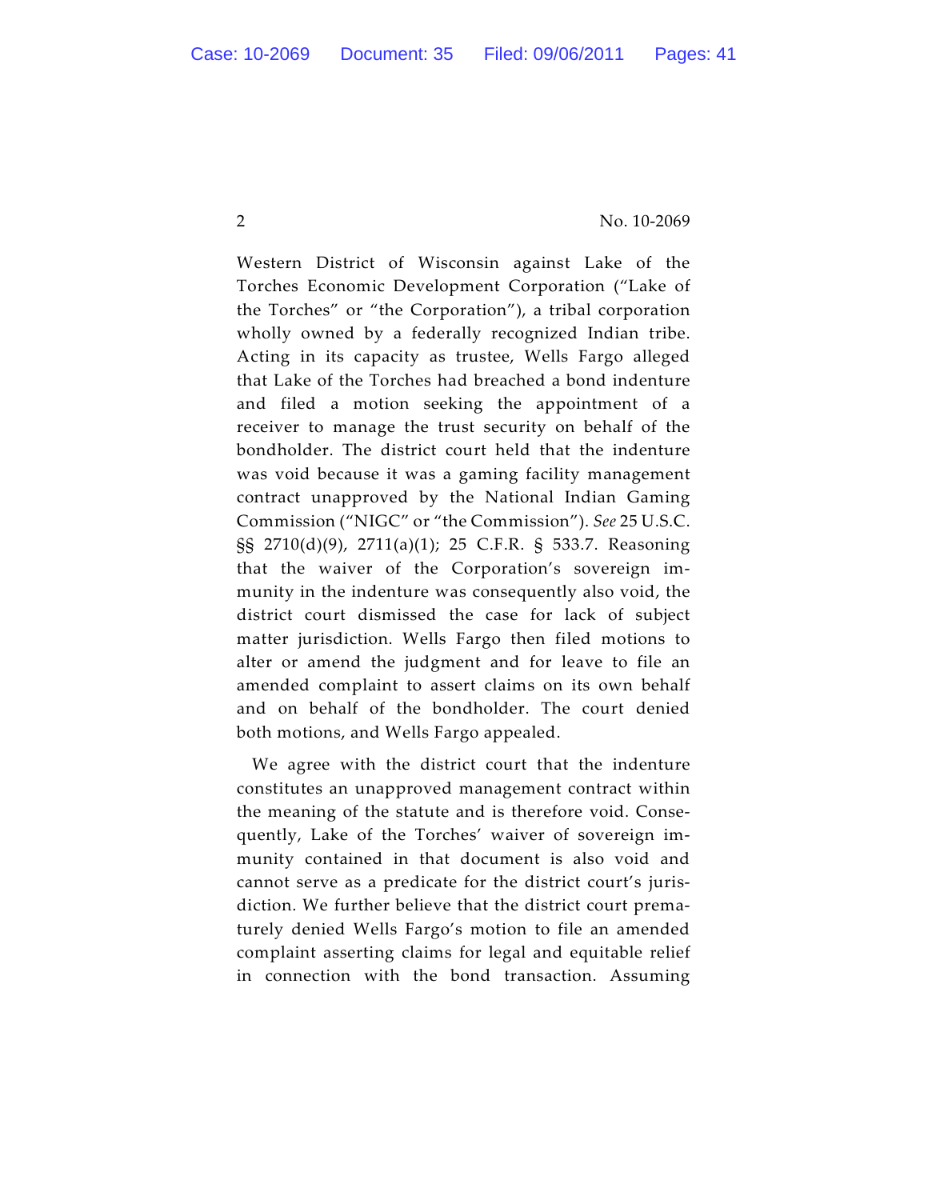Western District of Wisconsin against Lake of the Torches Economic Development Corporation ("Lake of the Torches" or "the Corporation"), a tribal corporation wholly owned by a federally recognized Indian tribe. Acting in its capacity as trustee, Wells Fargo alleged that Lake of the Torches had breached a bond indenture and filed a motion seeking the appointment of a receiver to manage the trust security on behalf of the bondholder. The district court held that the indenture was void because it was a gaming facility management contract unapproved by the National Indian Gaming Commission ("NIGC" or "the Commission"). *See* 25 U.S.C. §§ 2710(d)(9), 2711(a)(1); 25 C.F.R. § 533.7. Reasoning that the waiver of the Corporation's sovereign immunity in the indenture was consequently also void, the district court dismissed the case for lack of subject matter jurisdiction. Wells Fargo then filed motions to alter or amend the judgment and for leave to file an amended complaint to assert claims on its own behalf and on behalf of the bondholder. The court denied both motions, and Wells Fargo appealed.

We agree with the district court that the indenture constitutes an unapproved management contract within the meaning of the statute and is therefore void. Consequently, Lake of the Torches' waiver of sovereign immunity contained in that document is also void and cannot serve as a predicate for the district court's jurisdiction. We further believe that the district court prematurely denied Wells Fargo's motion to file an amended complaint asserting claims for legal and equitable relief in connection with the bond transaction. Assuming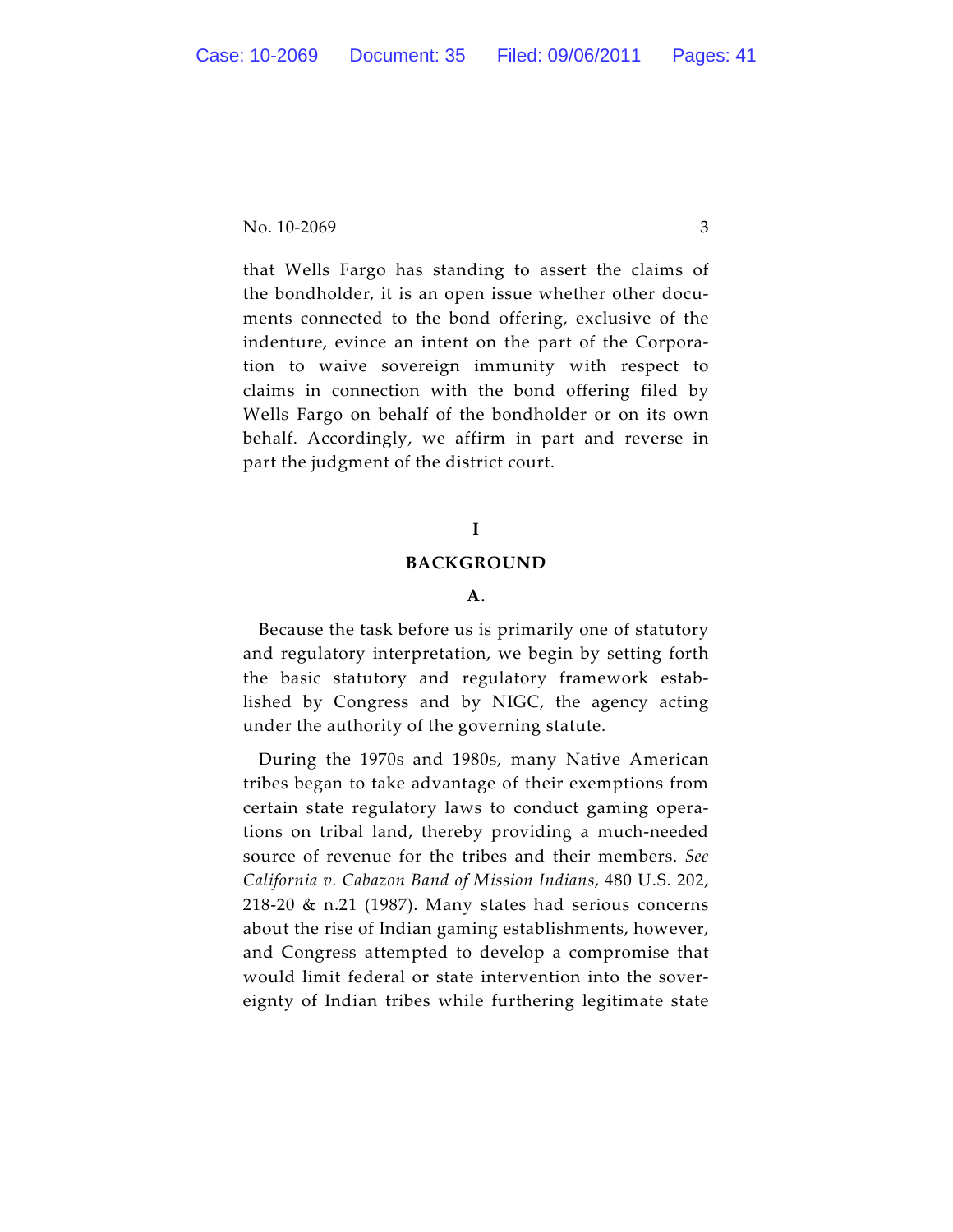that Wells Fargo has standing to assert the claims of the bondholder, it is an open issue whether other documents connected to the bond offering, exclusive of the indenture, evince an intent on the part of the Corporation to waive sovereign immunity with respect to claims in connection with the bond offering filed by Wells Fargo on behalf of the bondholder or on its own behalf. Accordingly, we affirm in part and reverse in part the judgment of the district court.

## I

## BACKGROUND

### A.

Because the task before us is primarily one of statutory and regulatory interpretation, we begin by setting forth the basic statutory and regulatory framework established by Congress and by NIGC, the agency acting under the authority of the governing statute.

During the 1970s and 1980s, many Native American tribes began to take advantage of their exemptions from certain state regulatory laws to conduct gaming operations on tribal land, thereby providing a much-needed source of revenue for the tribes and their members. *See California v. Cabazon Band of Mission Indians*, 480 U.S. 202, 218-20 & n.21 (1987). Many states had serious concerns about the rise of Indian gaming establishments, however, and Congress attempted to develop a compromise that would limit federal or state intervention into the sovereignty of Indian tribes while furthering legitimate state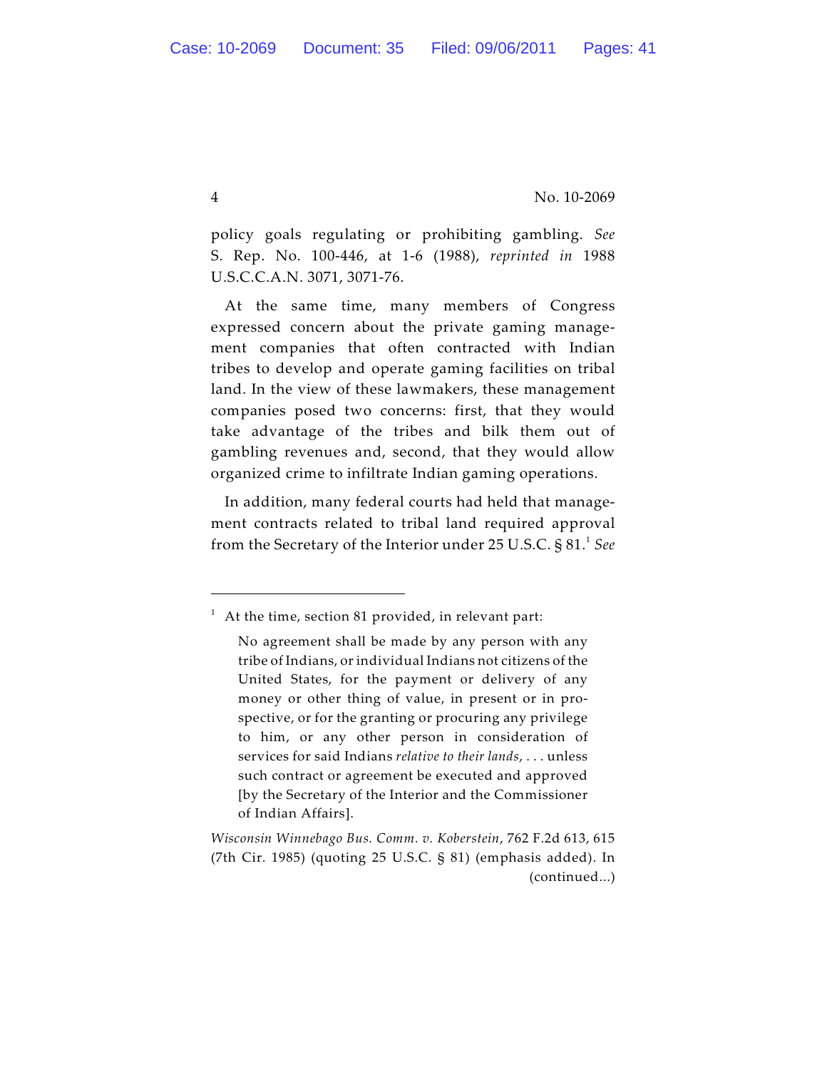policy goals regulating or prohibiting gambling. *See* S. Rep. No. 100-446, at 1-6 (1988), *reprinted in* 1988 U.S.C.C.A.N. 3071, 3071-76.

At the same time, many members of Congress expressed concern about the private gaming management companies that often contracted with Indian tribes to develop and operate gaming facilities on tribal land. In the view of these lawmakers, these management companies posed two concerns: first, that they would take advantage of the tribes and bilk them out of gambling revenues and, second, that they would allow organized crime to infiltrate Indian gaming operations.

In addition, many federal courts had held that management contracts related to tribal land required approval from the Secretary of the Interior under 25 U.S.C. § 81.[1] *See*

---

[1] At the time, section 81 provided, in relevant part:

> No agreement shall be made by any person with any tribe of Indians, or individual Indians not citizens of the United States, for the payment or delivery of any money or other thing of value, in present or in prospective, or for the granting or procuring any privilege to him, or any other person in consideration of services for said Indians *relative to their lands*, . . . unless such contract or agreement be executed and approved [by the Secretary of the Interior and the Commissioner of Indian Affairs].

*Wisconsin Winnebago Bus. Comm. v. Koberstein*, 762 F.2d 613, 615 (7th Cir. 1985) (quoting 25 U.S.C. § 81) (emphasis added). In (continued...)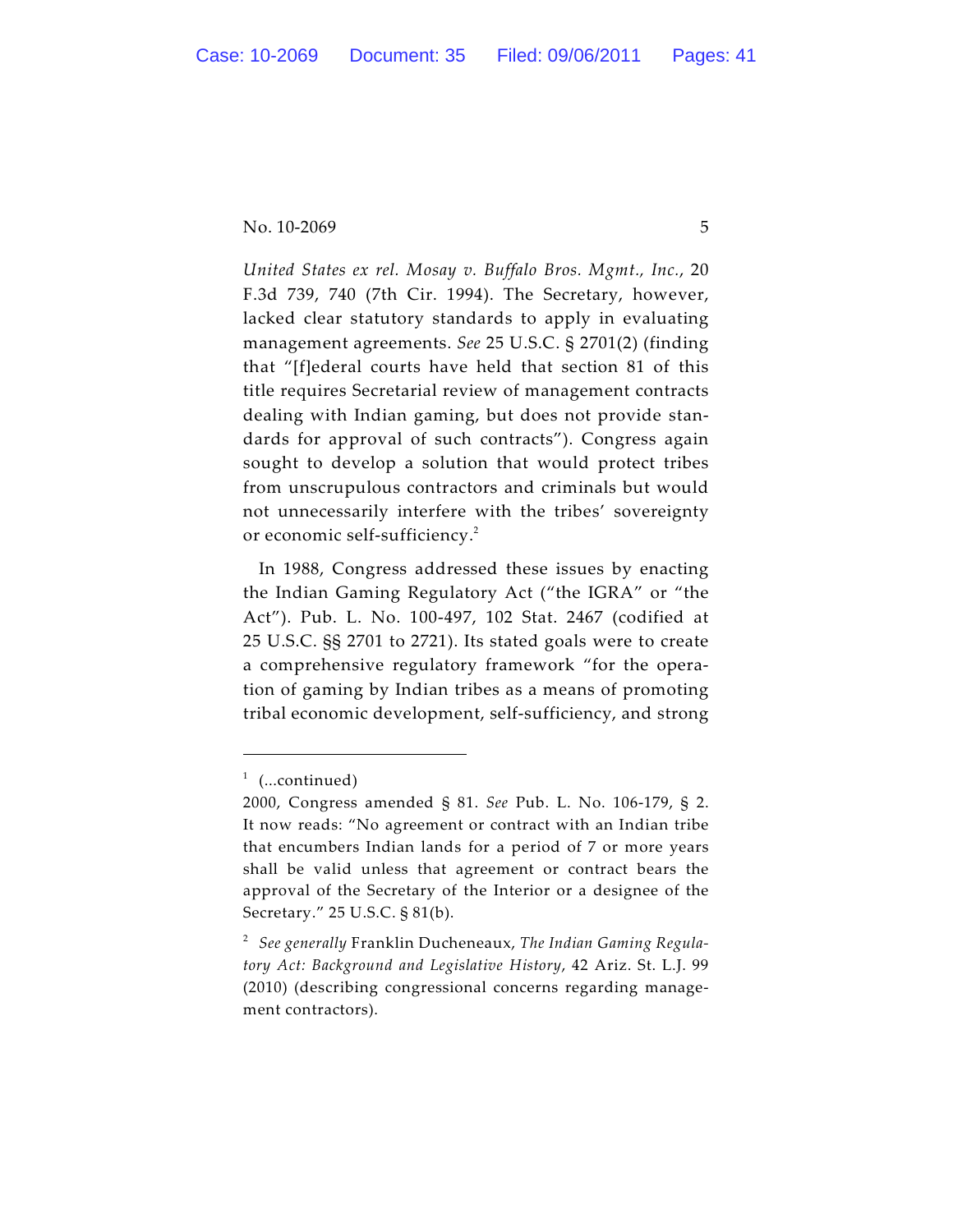*United States ex rel. Mosay v. Buffalo Bros. Mgmt., Inc.*, 20 F.3d 739, 740 (7th Cir. 1994). The Secretary, however, lacked clear statutory standards to apply in evaluating management agreements. *See* 25 U.S.C. § 2701(2) (finding that "[f]ederal courts have held that section 81 of this title requires Secretarial review of management contracts dealing with Indian gaming, but does not provide standards for approval of such contracts"). Congress again sought to develop a solution that would protect tribes from unscrupulous contractors and criminals but would not unnecessarily interfere with the tribes' sovereignty or economic self-sufficiency.[2]

In 1988, Congress addressed these issues by enacting the Indian Gaming Regulatory Act ("the IGRA" or "the Act"). Pub. L. No. 100-497, 102 Stat. 2467 (codified at 25 U.S.C. §§ 2701 to 2721). Its stated goals were to create a comprehensive regulatory framework "for the operation of gaming by Indian tribes as a means of promoting tribal economic development, self-sufficiency, and strong

---

[1] (...continued)
2000, Congress amended § 81. *See* Pub. L. No. 106-179, § 2. It now reads: "No agreement or contract with an Indian tribe that encumbers Indian lands for a period of 7 or more years shall be valid unless that agreement or contract bears the approval of the Secretary of the Interior or a designee of the Secretary." 25 U.S.C. § 81(b).

[2] *See generally* Franklin Ducheneaux, *The Indian Gaming Regulatory Act: Background and Legislative History*, 42 Ariz. St. L.J. 99 (2010) (describing congressional concerns regarding management contractors).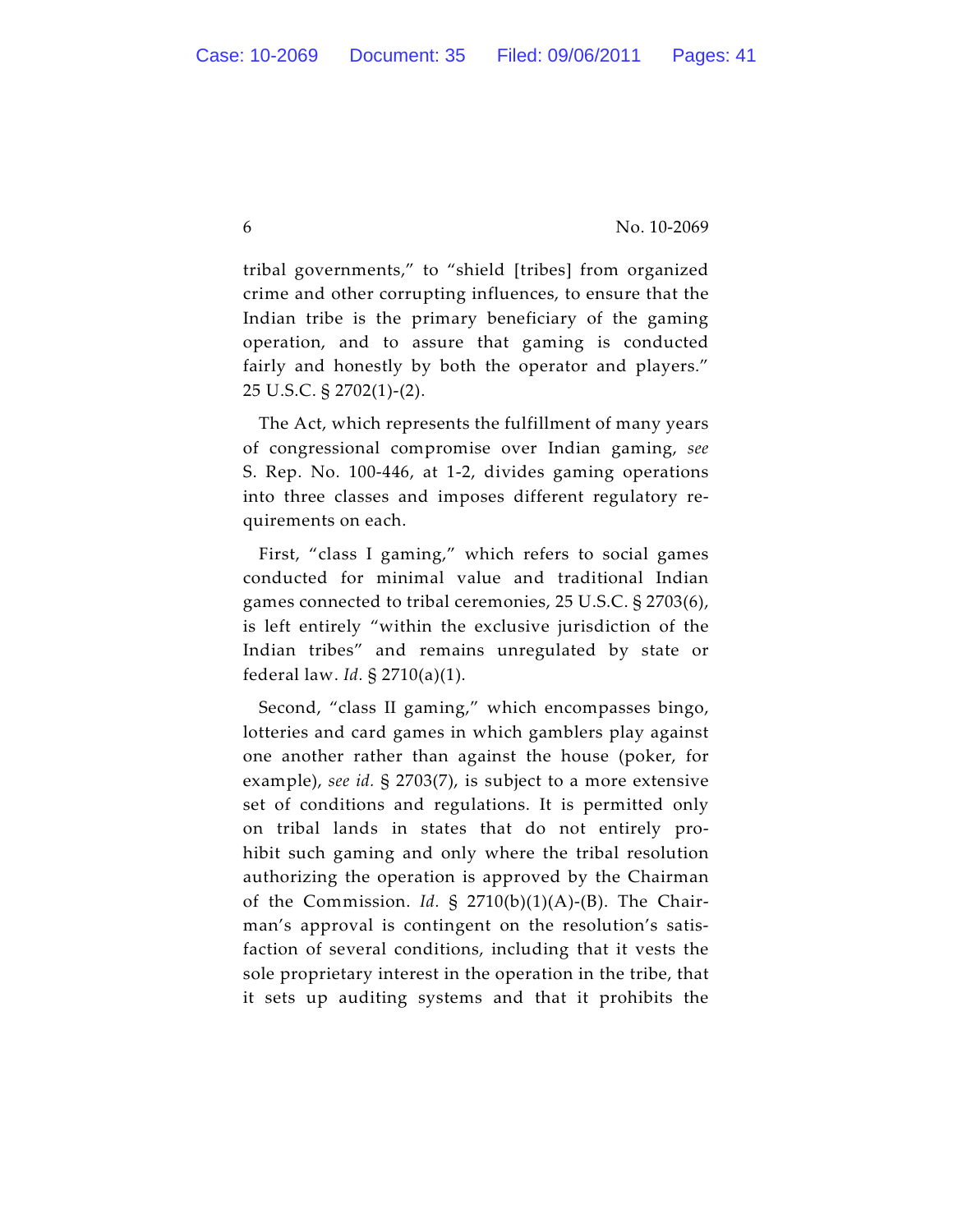tribal governments," to "shield [tribes] from organized crime and other corrupting influences, to ensure that the Indian tribe is the primary beneficiary of the gaming operation, and to assure that gaming is conducted fairly and honestly by both the operator and players." 25 U.S.C. § 2702(1)-(2).

The Act, which represents the fulfillment of many years of congressional compromise over Indian gaming, *see* S. Rep. No. 100-446, at 1-2, divides gaming operations into three classes and imposes different regulatory requirements on each.

First, "class I gaming," which refers to social games conducted for minimal value and traditional Indian games connected to tribal ceremonies, 25 U.S.C. § 2703(6), is left entirely "within the exclusive jurisdiction of the Indian tribes" and remains unregulated by state or federal law. *Id.* § 2710(a)(1).

Second, "class II gaming," which encompasses bingo, lotteries and card games in which gamblers play against one another rather than against the house (poker, for example), *see id.* § 2703(7), is subject to a more extensive set of conditions and regulations. It is permitted only on tribal lands in states that do not entirely prohibit such gaming and only where the tribal resolution authorizing the operation is approved by the Chairman of the Commission. *Id.* § 2710(b)(1)(A)-(B). The Chairman's approval is contingent on the resolution's satisfaction of several conditions, including that it vests the sole proprietary interest in the operation in the tribe, that it sets up auditing systems and that it prohibits the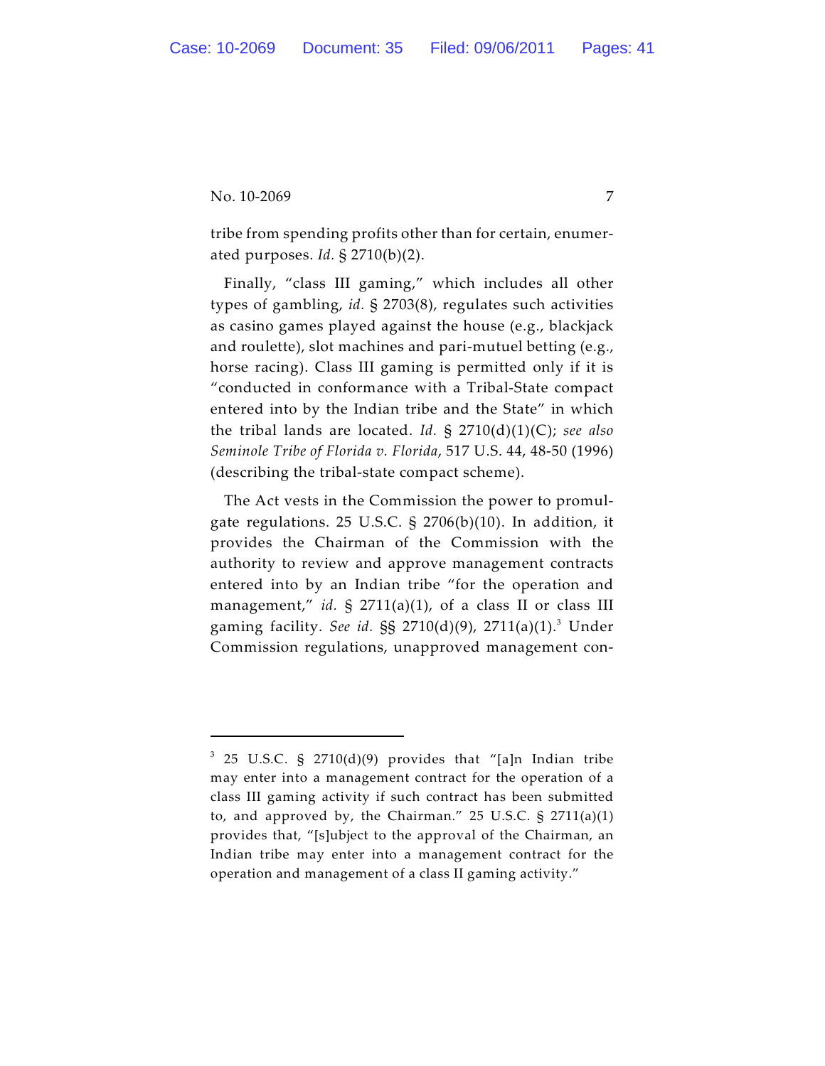tribe from spending profits other than for certain, enumerated purposes. *Id.* § 2710(b)(2).

Finally, "class III gaming," which includes all other types of gambling, *id.* § 2703(8), regulates such activities as casino games played against the house (e.g., blackjack and roulette), slot machines and pari-mutuel betting (e.g., horse racing). Class III gaming is permitted only if it is "conducted in conformance with a Tribal-State compact entered into by the Indian tribe and the State" in which the tribal lands are located. *Id.* § 2710(d)(1)(C); *see also Seminole Tribe of Florida v. Florida*, 517 U.S. 44, 48-50 (1996) (describing the tribal-state compact scheme).

The Act vests in the Commission the power to promulgate regulations. 25 U.S.C. § 2706(b)(10). In addition, it provides the Chairman of the Commission with the authority to review and approve management contracts entered into by an Indian tribe "for the operation and management," *id.* § 2711(a)(1), of a class II or class III gaming facility. *See id.* §§ 2710(d)(9), 2711(a)(1).[3] Under Commission regulations, unapproved management con-

---

[3] 25 U.S.C. § 2710(d)(9) provides that "[a]n Indian tribe may enter into a management contract for the operation of a class III gaming activity if such contract has been submitted to, and approved by, the Chairman." 25 U.S.C. § 2711(a)(1) provides that, "[s]ubject to the approval of the Chairman, an Indian tribe may enter into a management contract for the operation and management of a class II gaming activity."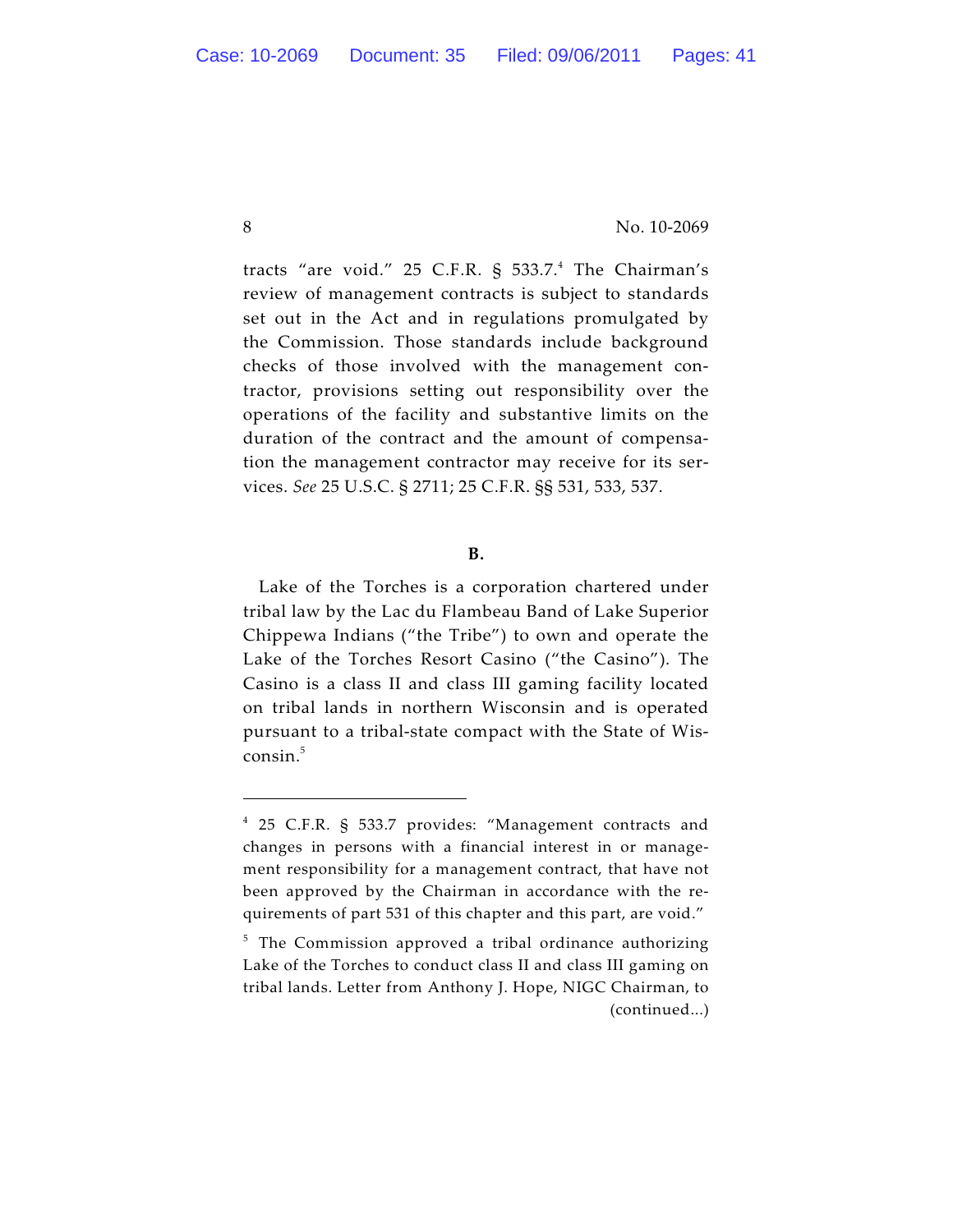tracts "are void." 25 C.F.R. § 533.7.[4] The Chairman's review of management contracts is subject to standards set out in the Act and in regulations promulgated by the Commission. Those standards include background checks of those involved with the management contractor, provisions setting out responsibility over the operations of the facility and substantive limits on the duration of the contract and the amount of compensation the management contractor may receive for its services. *See* 25 U.S.C. § 2711; 25 C.F.R. §§ 531, 533, 537.

**B.**

Lake of the Torches is a corporation chartered under tribal law by the Lac du Flambeau Band of Lake Superior Chippewa Indians ("the Tribe") to own and operate the Lake of the Torches Resort Casino ("the Casino"). The Casino is a class II and class III gaming facility located on tribal lands in northern Wisconsin and is operated pursuant to a tribal-state compact with the State of Wisconsin.[5]

---

[4] 25 C.F.R. § 533.7 provides: "Management contracts and changes in persons with a financial interest in or management responsibility for a management contract, that have not been approved by the Chairman in accordance with the requirements of part 531 of this chapter and this part, are void."

[5] The Commission approved a tribal ordinance authorizing Lake of the Torches to conduct class II and class III gaming on tribal lands. Letter from Anthony J. Hope, NIGC Chairman, to (continued...)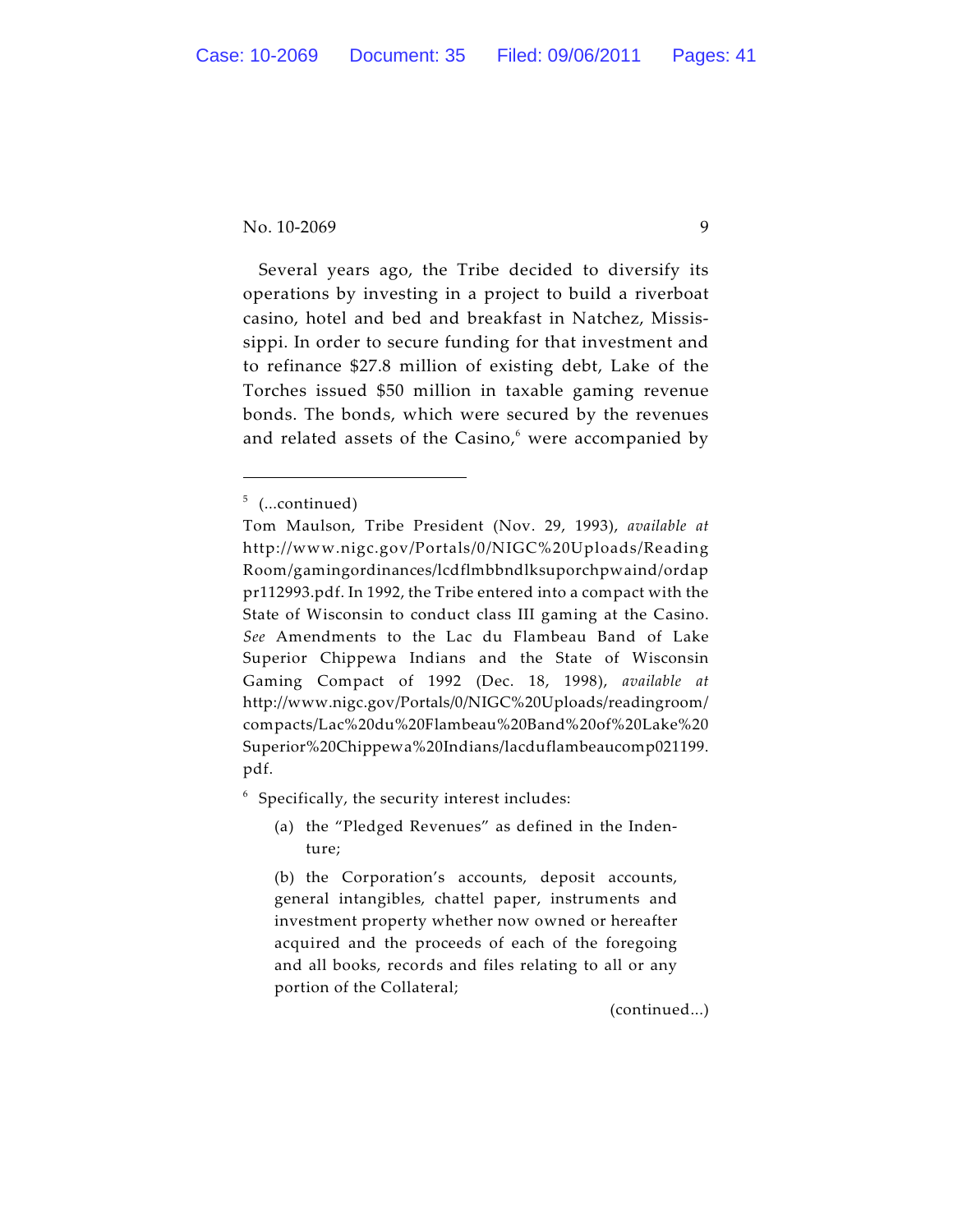Several years ago, the Tribe decided to diversify its operations by investing in a project to build a riverboat casino, hotel and bed and breakfast in Natchez, Mississippi. In order to secure funding for that investment and to refinance $27.8 million of existing debt, Lake of the Torches issued $50 million in taxable gaming revenue bonds. The bonds, which were secured by the revenues and related assets of the Casino,[6] were accompanied by

---

[5] (...continued)

Tom Maulson, Tribe President (Nov. 29, 1993), *available at* http://www.nigc.gov/Portals/0/NIGC%20Uploads/ReadingRoom/gamingordinances/lcdflmbbndlksuporchpwaind/ordappr112993.pdf. In 1992, the Tribe entered into a compact with the State of Wisconsin to conduct class III gaming at the Casino. *See* Amendments to the Lac du Flambeau Band of Lake Superior Chippewa Indians and the State of Wisconsin Gaming Compact of 1992 (Dec. 18, 1998), *available at* http://www.nigc.gov/Portals/0/NIGC%20Uploads/readingroom/compacts/Lac%20du%20Flambeau%20Band%20of%20Lake%20Superior%20Chippewa%20Indians/lacduflambeaucomp021199.pdf.

[6] Specifically, the security interest includes:

> (a) the "Pledged Revenues" as defined in the Indenture;
>
> (b) the Corporation's accounts, deposit accounts, general intangibles, chattel paper, instruments and investment property whether now owned or hereafter acquired and the proceeds of each of the foregoing and all books, records and files relating to all or any portion of the Collateral;

(continued...)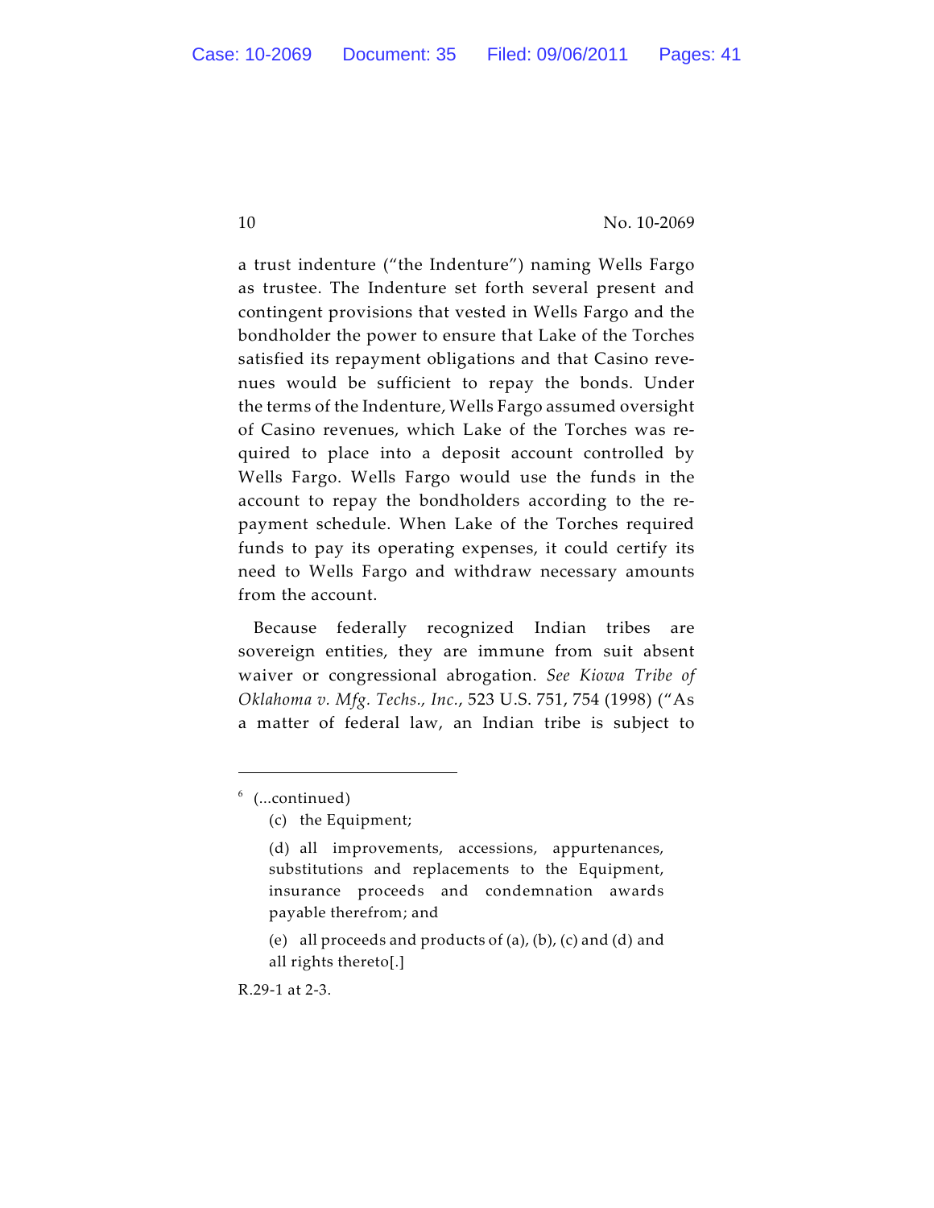a trust indenture ("the Indenture") naming Wells Fargo as trustee. The Indenture set forth several present and contingent provisions that vested in Wells Fargo and the bondholder the power to ensure that Lake of the Torches satisfied its repayment obligations and that Casino revenues would be sufficient to repay the bonds. Under the terms of the Indenture, Wells Fargo assumed oversight of Casino revenues, which Lake of the Torches was required to place into a deposit account controlled by Wells Fargo. Wells Fargo would use the funds in the account to repay the bondholders according to the repayment schedule. When Lake of the Torches required funds to pay its operating expenses, it could certify its need to Wells Fargo and withdraw necessary amounts from the account.

Because federally recognized Indian tribes are sovereign entities, they are immune from suit absent waiver or congressional abrogation. *See Kiowa Tribe of Oklahoma v. Mfg. Techs., Inc.*, 523 U.S. 751, 754 (1998) ("As a matter of federal law, an Indian tribe is subject to

---

[6] (...continued)

> (c) the Equipment;
>
> (d) all improvements, accessions, appurtenances, substitutions and replacements to the Equipment, insurance proceeds and condemnation awards payable therefrom; and
>
> (e) all proceeds and products of (a), (b), (c) and (d) and all rights thereto[.]

R.29-1 at 2-3.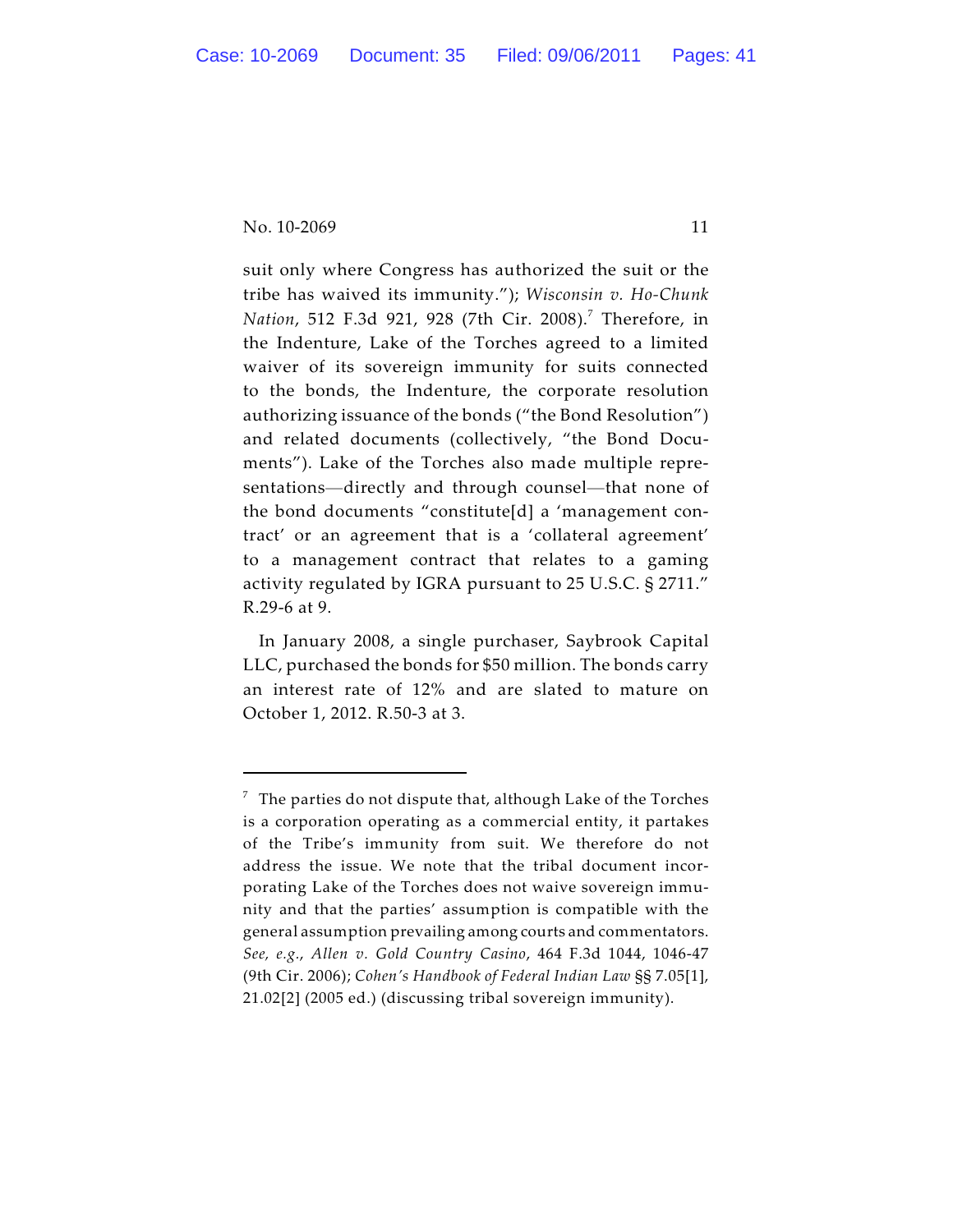suit only where Congress has authorized the suit or the tribe has waived its immunity."); *Wisconsin v. Ho-Chunk Nation*, 512 F.3d 921, 928 (7th Cir. 2008).[7] Therefore, in the Indenture, Lake of the Torches agreed to a limited waiver of its sovereign immunity for suits connected to the bonds, the Indenture, the corporate resolution authorizing issuance of the bonds ("the Bond Resolution") and related documents (collectively, "the Bond Documents"). Lake of the Torches also made multiple representations—directly and through counsel—that none of the bond documents "constitute[d] a 'management contract' or an agreement that is a 'collateral agreement' to a management contract that relates to a gaming activity regulated by IGRA pursuant to 25 U.S.C. § 2711." R.29-6 at 9.

In January 2008, a single purchaser, Saybrook Capital LLC, purchased the bonds for $50 million. The bonds carry an interest rate of 12% and are slated to mature on October 1, 2012. R.50-3 at 3.

---

[7] The parties do not dispute that, although Lake of the Torches is a corporation operating as a commercial entity, it partakes of the Tribe's immunity from suit. We therefore do not address the issue. We note that the tribal document incorporating Lake of the Torches does not waive sovereign immunity and that the parties' assumption is compatible with the general assumption prevailing among courts and commentators. *See, e.g.*, *Allen v. Gold Country Casino*, 464 F.3d 1044, 1046-47 (9th Cir. 2006); *Cohen's Handbook of Federal Indian Law* §§ 7.05[1], 21.02[2] (2005 ed.) (discussing tribal sovereign immunity).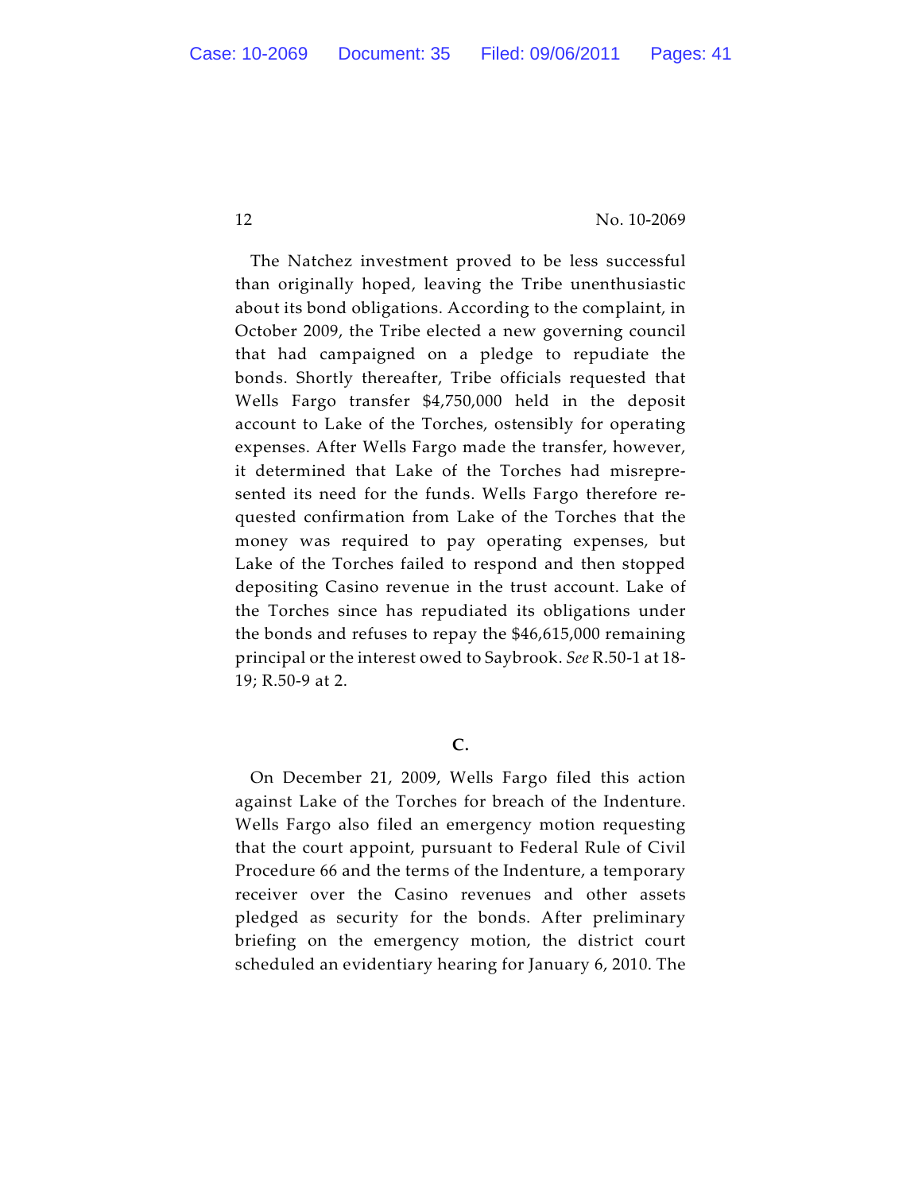The Natchez investment proved to be less successful than originally hoped, leaving the Tribe unenthusiastic about its bond obligations. According to the complaint, in October 2009, the Tribe elected a new governing council that had campaigned on a pledge to repudiate the bonds. Shortly thereafter, Tribe officials requested that Wells Fargo transfer $4,750,000 held in the deposit account to Lake of the Torches, ostensibly for operating expenses. After Wells Fargo made the transfer, however, it determined that Lake of the Torches had misrepresented its need for the funds. Wells Fargo therefore requested confirmation from Lake of the Torches that the money was required to pay operating expenses, but Lake of the Torches failed to respond and then stopped depositing Casino revenue in the trust account. Lake of the Torches since has repudiated its obligations under the bonds and refuses to repay the $46,615,000 remaining principal or the interest owed to Saybrook. *See* R.50-1 at 18-19; R.50-9 at 2.

### C.

On December 21, 2009, Wells Fargo filed this action against Lake of the Torches for breach of the Indenture. Wells Fargo also filed an emergency motion requesting that the court appoint, pursuant to Federal Rule of Civil Procedure 66 and the terms of the Indenture, a temporary receiver over the Casino revenues and other assets pledged as security for the bonds. After preliminary briefing on the emergency motion, the district court scheduled an evidentiary hearing for January 6, 2010. The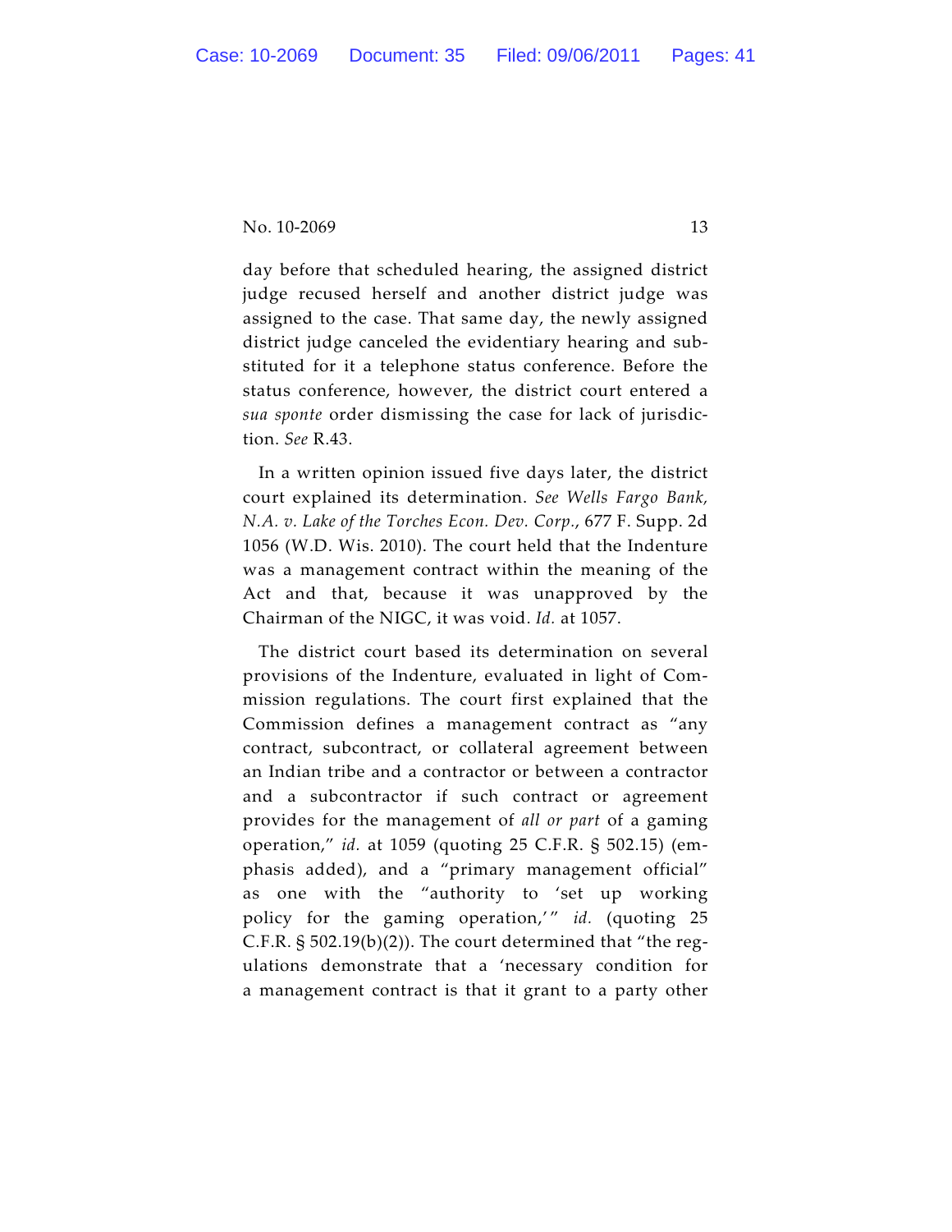day before that scheduled hearing, the assigned district judge recused herself and another district judge was assigned to the case. That same day, the newly assigned district judge canceled the evidentiary hearing and substituted for it a telephone status conference. Before the status conference, however, the district court entered a *sua sponte* order dismissing the case for lack of jurisdiction. *See* R.43.

In a written opinion issued five days later, the district court explained its determination. *See Wells Fargo Bank, N.A. v. Lake of the Torches Econ. Dev. Corp.*, 677 F. Supp. 2d 1056 (W.D. Wis. 2010). The court held that the Indenture was a management contract within the meaning of the Act and that, because it was unapproved by the Chairman of the NIGC, it was void. *Id.* at 1057.

The district court based its determination on several provisions of the Indenture, evaluated in light of Commission regulations. The court first explained that the Commission defines a management contract as "any contract, subcontract, or collateral agreement between an Indian tribe and a contractor or between a contractor and a subcontractor if such contract or agreement provides for the management of *all or part* of a gaming operation," *id.* at 1059 (quoting 25 C.F.R. § 502.15) (emphasis added), and a "primary management official" as one with the "authority to 'set up working policy for the gaming operation,'" *id.* (quoting 25 C.F.R. § 502.19(b)(2)). The court determined that "the regulations demonstrate that a 'necessary condition for a management contract is that it grant to a party other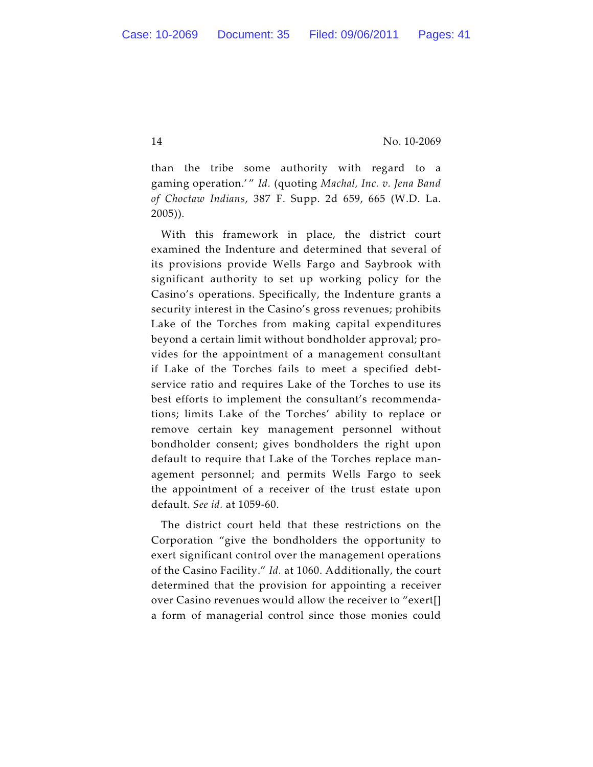than the tribe some authority with regard to a gaming operation.' " *Id.* (quoting *Machal, Inc. v. Jena Band of Choctaw Indians*, 387 F. Supp. 2d 659, 665 (W.D. La. 2005)).

With this framework in place, the district court examined the Indenture and determined that several of its provisions provide Wells Fargo and Saybrook with significant authority to set up working policy for the Casino's operations. Specifically, the Indenture grants a security interest in the Casino's gross revenues; prohibits Lake of the Torches from making capital expenditures beyond a certain limit without bondholder approval; provides for the appointment of a management consultant if Lake of the Torches fails to meet a specified debt-service ratio and requires Lake of the Torches to use its best efforts to implement the consultant's recommendations; limits Lake of the Torches' ability to replace or remove certain key management personnel without bondholder consent; gives bondholders the right upon default to require that Lake of the Torches replace management personnel; and permits Wells Fargo to seek the appointment of a receiver of the trust estate upon default. *See id.* at 1059-60.

The district court held that these restrictions on the Corporation "give the bondholders the opportunity to exert significant control over the management operations of the Casino Facility." *Id.* at 1060. Additionally, the court determined that the provision for appointing a receiver over Casino revenues would allow the receiver to "exert[] a form of managerial control since those monies could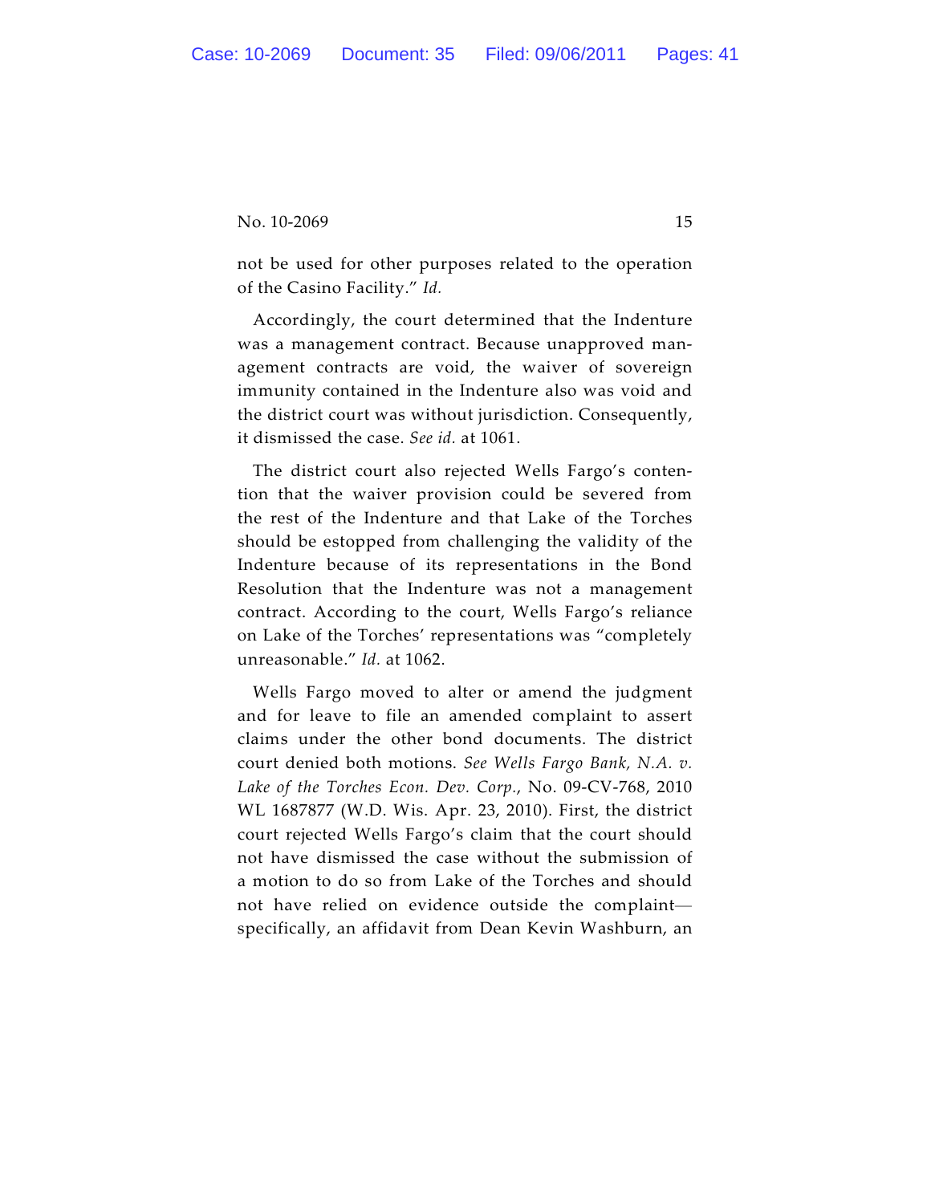not be used for other purposes related to the operation of the Casino Facility." *Id.*

Accordingly, the court determined that the Indenture was a management contract. Because unapproved management contracts are void, the waiver of sovereign immunity contained in the Indenture also was void and the district court was without jurisdiction. Consequently, it dismissed the case. *See id.* at 1061.

The district court also rejected Wells Fargo's contention that the waiver provision could be severed from the rest of the Indenture and that Lake of the Torches should be estopped from challenging the validity of the Indenture because of its representations in the Bond Resolution that the Indenture was not a management contract. According to the court, Wells Fargo's reliance on Lake of the Torches' representations was "completely unreasonable." *Id.* at 1062.

Wells Fargo moved to alter or amend the judgment and for leave to file an amended complaint to assert claims under the other bond documents. The district court denied both motions. *See Wells Fargo Bank, N.A. v. Lake of the Torches Econ. Dev. Corp.*, No. 09-CV-768, 2010 WL 1687877 (W.D. Wis. Apr. 23, 2010). First, the district court rejected Wells Fargo's claim that the court should not have dismissed the case without the submission of a motion to do so from Lake of the Torches and should not have relied on evidence outside the complaint—specifically, an affidavit from Dean Kevin Washburn, an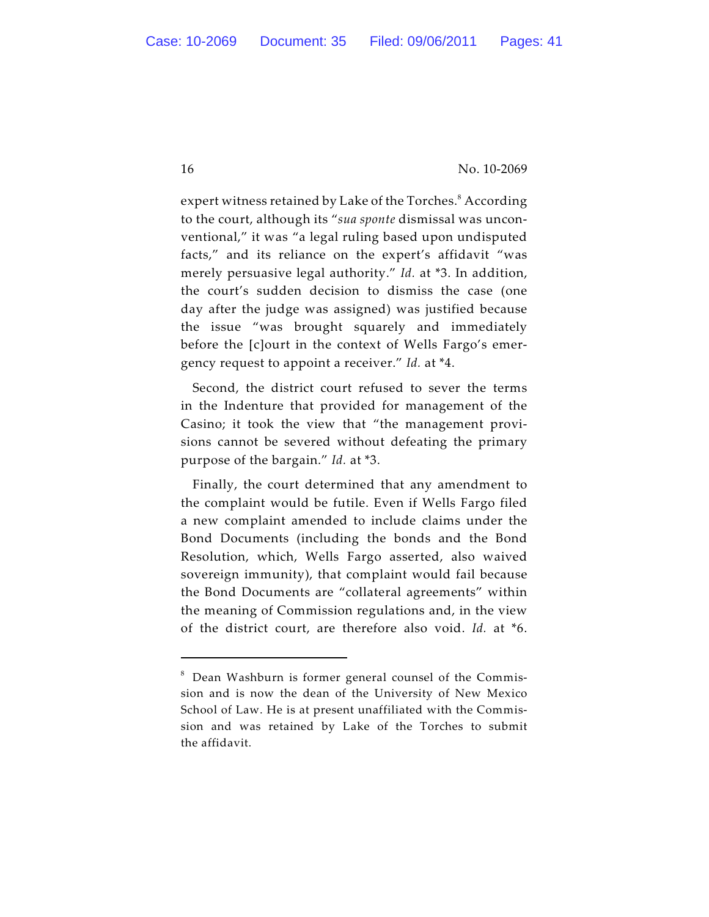expert witness retained by Lake of the Torches.[8] According to the court, although its "*sua sponte* dismissal was unconventional," it was "a legal ruling based upon undisputed facts," and its reliance on the expert's affidavit "was merely persuasive legal authority." *Id.* at *3. In addition, the court's sudden decision to dismiss the case (one day after the judge was assigned) was justified because the issue "was brought squarely and immediately before the [c]ourt in the context of Wells Fargo's emergency request to appoint a receiver." *Id.* at *4.

Second, the district court refused to sever the terms in the Indenture that provided for management of the Casino; it took the view that "the management provisions cannot be severed without defeating the primary purpose of the bargain." *Id.* at *3.

Finally, the court determined that any amendment to the complaint would be futile. Even if Wells Fargo filed a new complaint amended to include claims under the Bond Documents (including the bonds and the Bond Resolution, which, Wells Fargo asserted, also waived sovereign immunity), that complaint would fail because the Bond Documents are "collateral agreements" within the meaning of Commission regulations and, in the view of the district court, are therefore also void. *Id.* at *6.

---

[8] Dean Washburn is former general counsel of the Commission and is now the dean of the University of New Mexico School of Law. He is at present unaffiliated with the Commission and was retained by Lake of the Torches to submit the affidavit.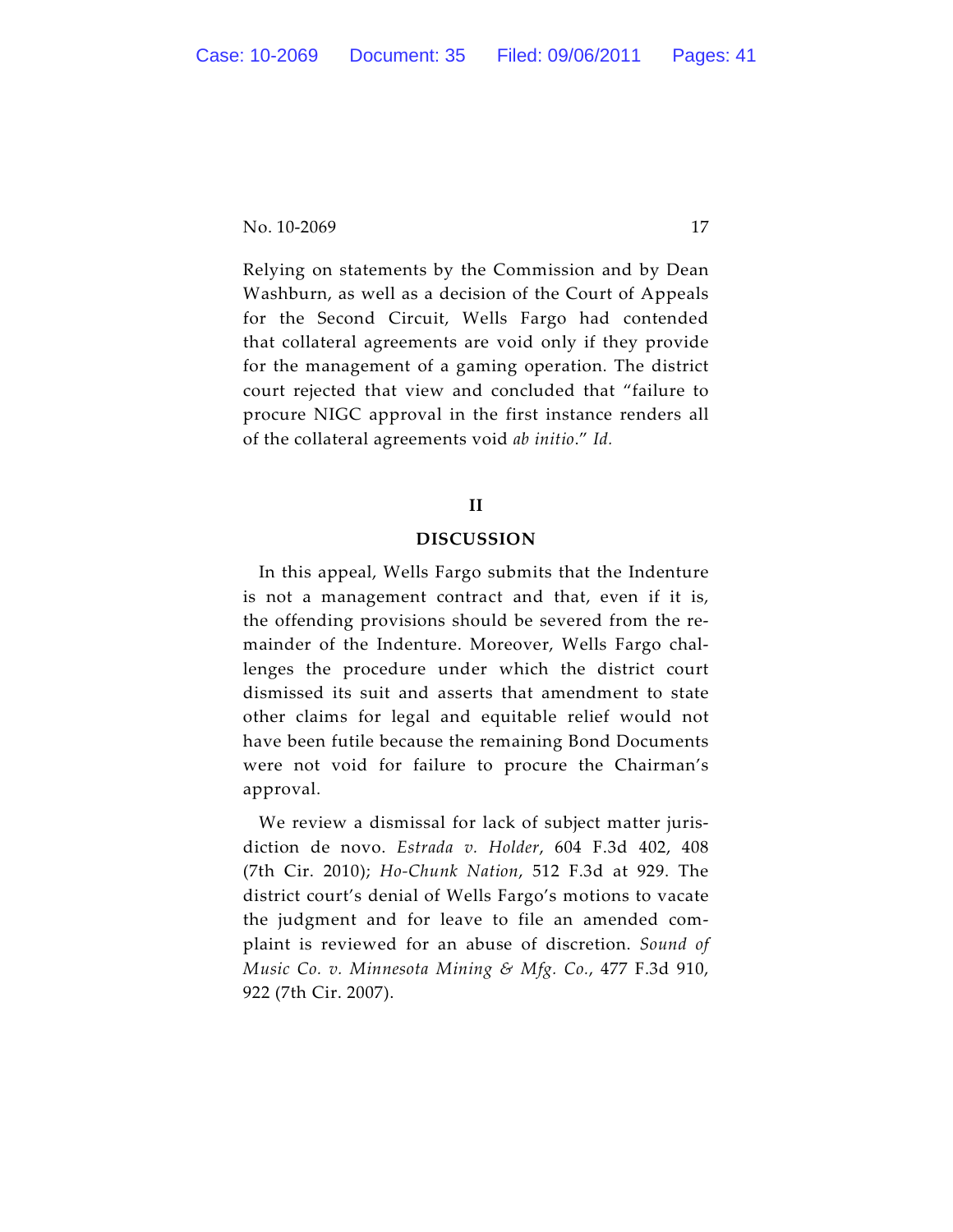Relying on statements by the Commission and by Dean Washburn, as well as a decision of the Court of Appeals for the Second Circuit, Wells Fargo had contended that collateral agreements are void only if they provide for the management of a gaming operation. The district court rejected that view and concluded that "failure to procure NIGC approval in the first instance renders all of the collateral agreements void *ab initio*." *Id.*

## II

## DISCUSSION

In this appeal, Wells Fargo submits that the Indenture is not a management contract and that, even if it is, the offending provisions should be severed from the remainder of the Indenture. Moreover, Wells Fargo challenges the procedure under which the district court dismissed its suit and asserts that amendment to state other claims for legal and equitable relief would not have been futile because the remaining Bond Documents were not void for failure to procure the Chairman's approval.

We review a dismissal for lack of subject matter jurisdiction de novo. *Estrada v. Holder*, 604 F.3d 402, 408 (7th Cir. 2010); *Ho-Chunk Nation*, 512 F.3d at 929. The district court's denial of Wells Fargo's motions to vacate the judgment and for leave to file an amended complaint is reviewed for an abuse of discretion. *Sound of Music Co. v. Minnesota Mining & Mfg. Co.*, 477 F.3d 910, 922 (7th Cir. 2007).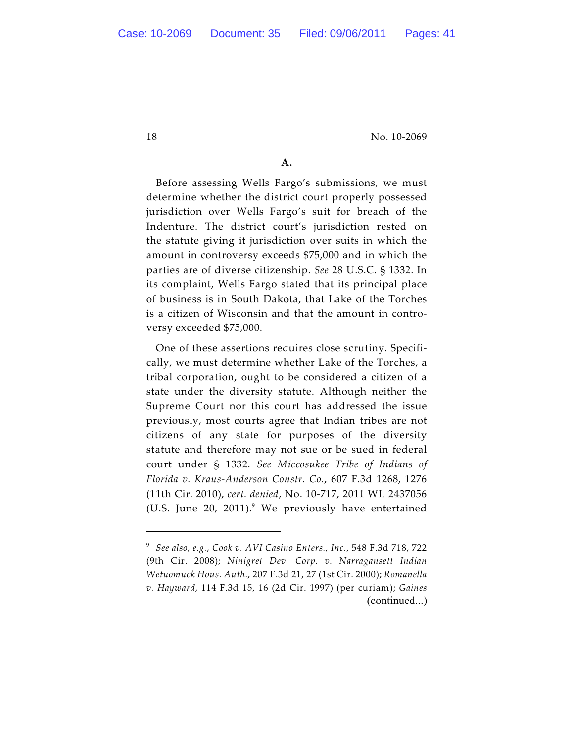**A.**

Before assessing Wells Fargo's submissions, we must determine whether the district court properly possessed jurisdiction over Wells Fargo's suit for breach of the Indenture. The district court's jurisdiction rested on the statute giving it jurisdiction over suits in which the amount in controversy exceeds $75,000 and in which the parties are of diverse citizenship. *See* 28 U.S.C. § 1332. In its complaint, Wells Fargo stated that its principal place of business is in South Dakota, that Lake of the Torches is a citizen of Wisconsin and that the amount in controversy exceeded $75,000.

One of these assertions requires close scrutiny. Specifically, we must determine whether Lake of the Torches, a tribal corporation, ought to be considered a citizen of a state under the diversity statute. Although neither the Supreme Court nor this court has addressed the issue previously, most courts agree that Indian tribes are not citizens of any state for purposes of the diversity statute and therefore may not sue or be sued in federal court under § 1332. *See Miccosukee Tribe of Indians of Florida v. Kraus-Anderson Constr. Co.*, 607 F.3d 1268, 1276 (11th Cir. 2010), *cert. denied*, No. 10-717, 2011 WL 2437056 (U.S. June 20, 2011).[9] We previously have entertained

---

[9] *See also, e.g.*, *Cook v. AVI Casino Enters., Inc.*, 548 F.3d 718, 722 (9th Cir. 2008); *Ninigret Dev. Corp. v. Narragansett Indian Wetuomuck Hous. Auth.*, 207 F.3d 21, 27 (1st Cir. 2000); *Romanella v. Hayward*, 114 F.3d 15, 16 (2d Cir. 1997) (per curiam); *Gaines* (continued...)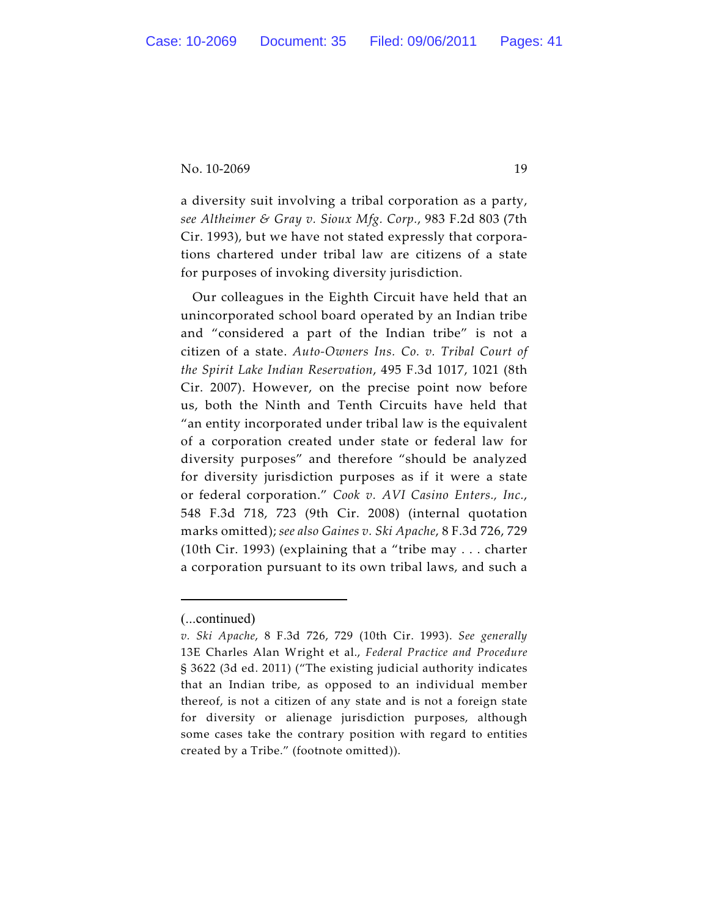a diversity suit involving a tribal corporation as a party, *see Altheimer & Gray v. Sioux Mfg. Corp.*, 983 F.2d 803 (7th Cir. 1993), but we have not stated expressly that corporations chartered under tribal law are citizens of a state for purposes of invoking diversity jurisdiction.

Our colleagues in the Eighth Circuit have held that an unincorporated school board operated by an Indian tribe and "considered a part of the Indian tribe" is not a citizen of a state. *Auto-Owners Ins. Co. v. Tribal Court of the Spirit Lake Indian Reservation*, 495 F.3d 1017, 1021 (8th Cir. 2007). However, on the precise point now before us, both the Ninth and Tenth Circuits have held that "an entity incorporated under tribal law is the equivalent of a corporation created under state or federal law for diversity purposes" and therefore "should be analyzed for diversity jurisdiction purposes as if it were a state or federal corporation." *Cook v. AVI Casino Enters., Inc.*, 548 F.3d 718, 723 (9th Cir. 2008) (internal quotation marks omitted); *see also Gaines v. Ski Apache*, 8 F.3d 726, 729 (10th Cir. 1993) (explaining that a "tribe may . . . charter a corporation pursuant to its own tribal laws, and such a

---

(...continued)

*v. Ski Apache*, 8 F.3d 726, 729 (10th Cir. 1993). *See generally* 13E Charles Alan Wright et al., *Federal Practice and Procedure* § 3622 (3d ed. 2011) ("The existing judicial authority indicates that an Indian tribe, as opposed to an individual member thereof, is not a citizen of any state and is not a foreign state for diversity or alienage jurisdiction purposes, although some cases take the contrary position with regard to entities created by a Tribe." (footnote omitted)).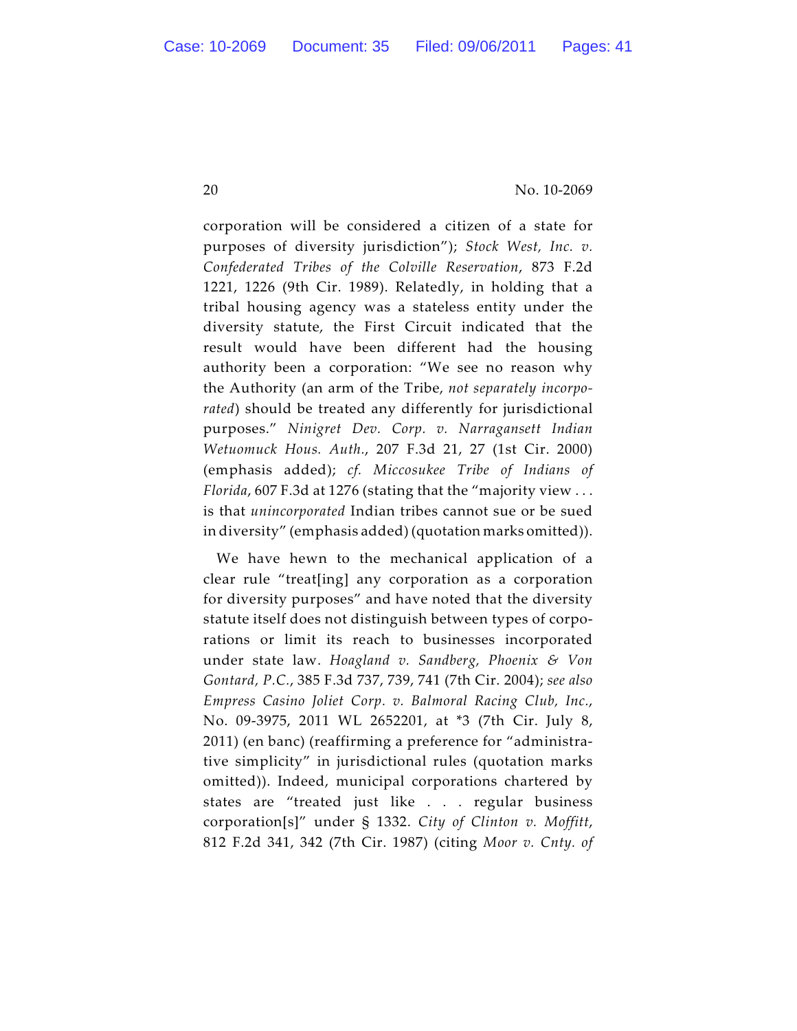corporation will be considered a citizen of a state for purposes of diversity jurisdiction"); *Stock West, Inc. v. Confederated Tribes of the Colville Reservation*, 873 F.2d 1221, 1226 (9th Cir. 1989). Relatedly, in holding that a tribal housing agency was a stateless entity under the diversity statute, the First Circuit indicated that the result would have been different had the housing authority been a corporation: "We see no reason why the Authority (an arm of the Tribe, *not separately incorporated*) should be treated any differently for jurisdictional purposes." *Ninigret Dev. Corp. v. Narragansett Indian Wetuomuck Hous. Auth.*, 207 F.3d 21, 27 (1st Cir. 2000) (emphasis added); *cf. Miccosukee Tribe of Indians of Florida*, 607 F.3d at 1276 (stating that the "majority view . . . is that *unincorporated* Indian tribes cannot sue or be sued in diversity" (emphasis added) (quotation marks omitted)).

We have hewn to the mechanical application of a clear rule "treat[ing] any corporation as a corporation for diversity purposes" and have noted that the diversity statute itself does not distinguish between types of corporations or limit its reach to businesses incorporated under state law. *Hoagland v. Sandberg, Phoenix & Von Gontard, P.C.*, 385 F.3d 737, 739, 741 (7th Cir. 2004); *see also Empress Casino Joliet Corp. v. Balmoral Racing Club, Inc.*, No. 09-3975, 2011 WL 2652201, at *3 (7th Cir. July 8, 2011) (en banc) (reaffirming a preference for "administrative simplicity" in jurisdictional rules (quotation marks omitted)). Indeed, municipal corporations chartered by states are "treated just like . . . regular business corporation[s]" under § 1332. *City of Clinton v. Moffitt*, 812 F.2d 341, 342 (7th Cir. 1987) (citing *Moor v. Cnty. of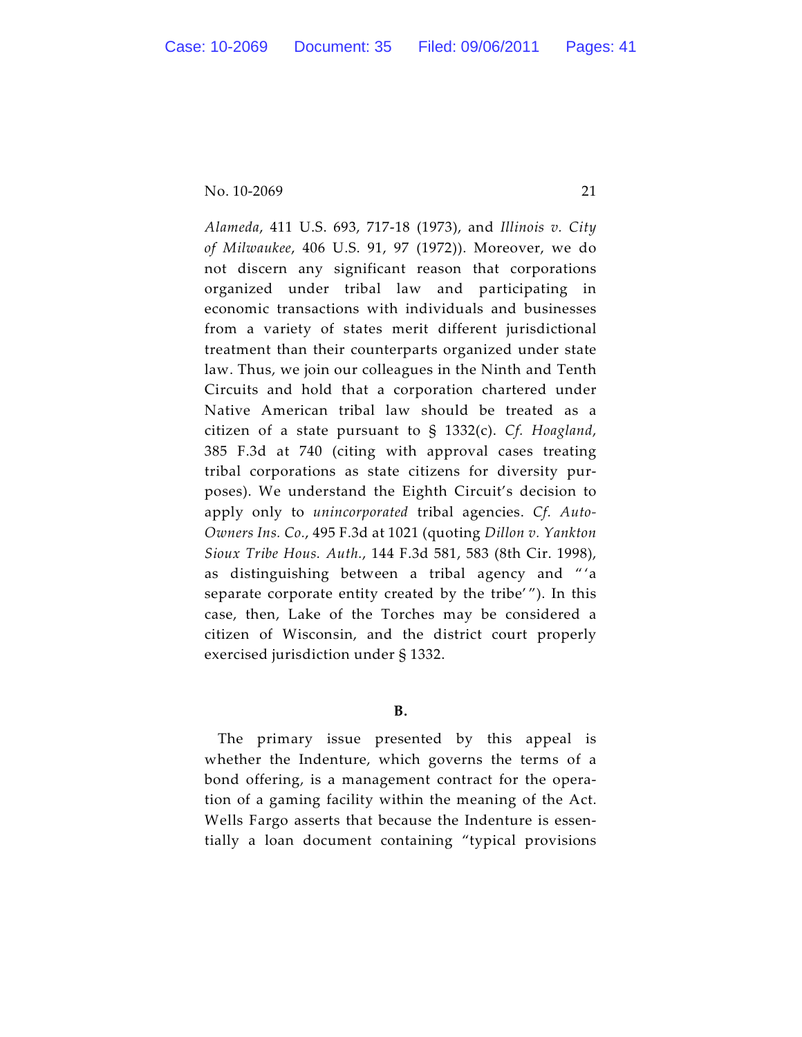*Alameda*, 411 U.S. 693, 717-18 (1973), and *Illinois v. City of Milwaukee*, 406 U.S. 91, 97 (1972)). Moreover, we do not discern any significant reason that corporations organized under tribal law and participating in economic transactions with individuals and businesses from a variety of states merit different jurisdictional treatment than their counterparts organized under state law. Thus, we join our colleagues in the Ninth and Tenth Circuits and hold that a corporation chartered under Native American tribal law should be treated as a citizen of a state pursuant to § 1332(c). *Cf. Hoagland*, 385 F.3d at 740 (citing with approval cases treating tribal corporations as state citizens for diversity purposes). We understand the Eighth Circuit's decision to apply only to *unincorporated* tribal agencies. *Cf. Auto-Owners Ins. Co.*, 495 F.3d at 1021 (quoting *Dillon v. Yankton Sioux Tribe Hous. Auth.*, 144 F.3d 581, 583 (8th Cir. 1998), as distinguishing between a tribal agency and "'a separate corporate entity created by the tribe'"). In this case, then, Lake of the Torches may be considered a citizen of Wisconsin, and the district court properly exercised jurisdiction under § 1332.

**B.**

The primary issue presented by this appeal is whether the Indenture, which governs the terms of a bond offering, is a management contract for the operation of a gaming facility within the meaning of the Act. Wells Fargo asserts that because the Indenture is essentially a loan document containing "typical provisions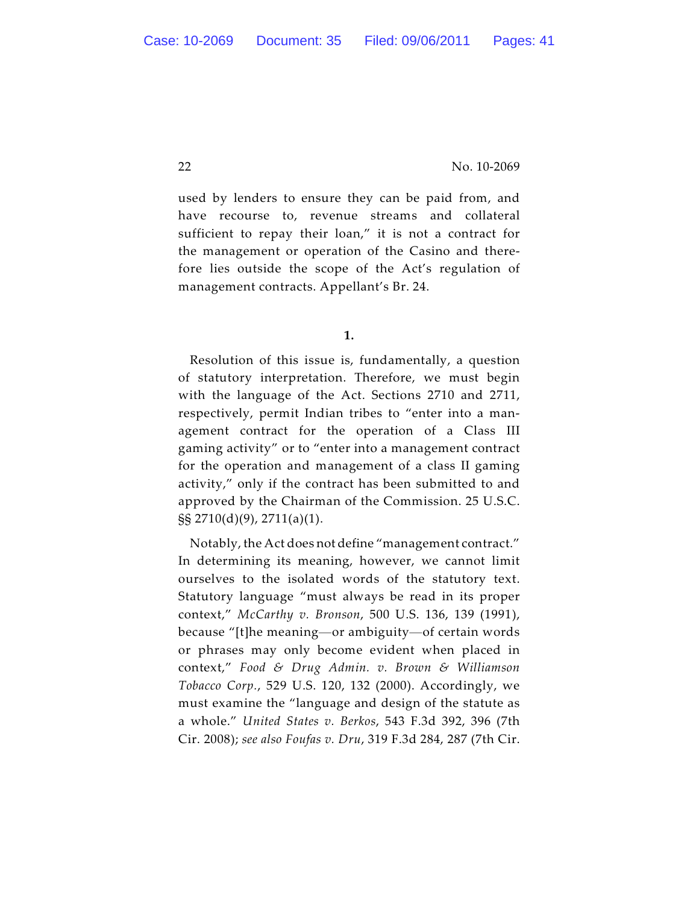used by lenders to ensure they can be paid from, and have recourse to, revenue streams and collateral sufficient to repay their loan," it is not a contract for the management or operation of the Casino and therefore lies outside the scope of the Act's regulation of management contracts. Appellant's Br. 24.

**1.**

Resolution of this issue is, fundamentally, a question of statutory interpretation. Therefore, we must begin with the language of the Act. Sections 2710 and 2711, respectively, permit Indian tribes to "enter into a management contract for the operation of a Class III gaming activity" or to "enter into a management contract for the operation and management of a class II gaming activity," only if the contract has been submitted to and approved by the Chairman of the Commission. 25 U.S.C. §§ 2710(d)(9), 2711(a)(1).

Notably, the Act does not define "management contract." In determining its meaning, however, we cannot limit ourselves to the isolated words of the statutory text. Statutory language "must always be read in its proper context," *McCarthy v. Bronson*, 500 U.S. 136, 139 (1991), because "[t]he meaning—or ambiguity—of certain words or phrases may only become evident when placed in context," *Food & Drug Admin. v. Brown & Williamson Tobacco Corp.*, 529 U.S. 120, 132 (2000). Accordingly, we must examine the "language and design of the statute as a whole." *United States v. Berkos*, 543 F.3d 392, 396 (7th Cir. 2008); *see also Foufas v. Dru*, 319 F.3d 284, 287 (7th Cir.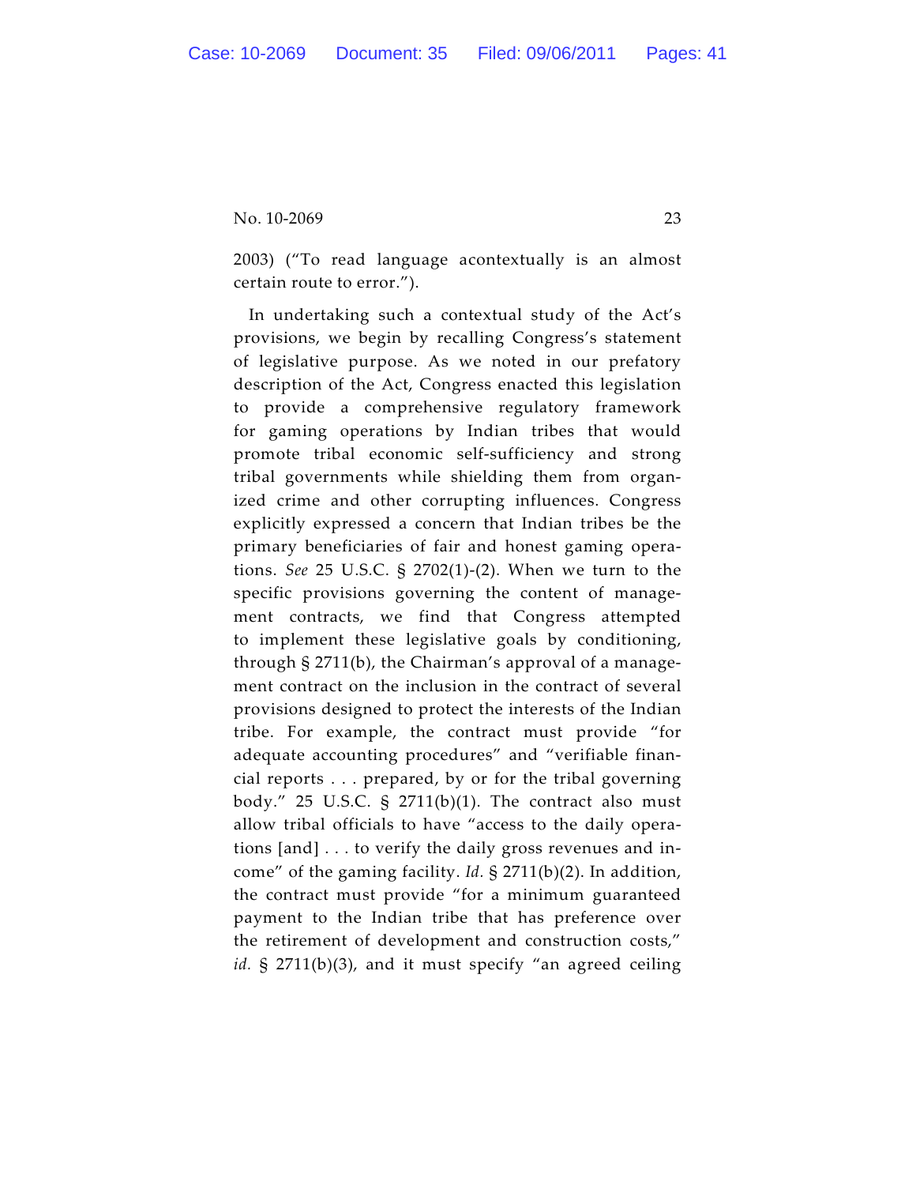2003) ("To read language acontextually is an almost certain route to error.").

In undertaking such a contextual study of the Act's provisions, we begin by recalling Congress's statement of legislative purpose. As we noted in our prefatory description of the Act, Congress enacted this legislation to provide a comprehensive regulatory framework for gaming operations by Indian tribes that would promote tribal economic self-sufficiency and strong tribal governments while shielding them from organized crime and other corrupting influences. Congress explicitly expressed a concern that Indian tribes be the primary beneficiaries of fair and honest gaming operations. *See* 25 U.S.C. § 2702(1)-(2). When we turn to the specific provisions governing the content of management contracts, we find that Congress attempted to implement these legislative goals by conditioning, through § 2711(b), the Chairman's approval of a management contract on the inclusion in the contract of several provisions designed to protect the interests of the Indian tribe. For example, the contract must provide "for adequate accounting procedures" and "verifiable financial reports . . . prepared, by or for the tribal governing body." 25 U.S.C. § 2711(b)(1). The contract also must allow tribal officials to have "access to the daily operations [and] . . . to verify the daily gross revenues and income" of the gaming facility. *Id.* § 2711(b)(2). In addition, the contract must provide "for a minimum guaranteed payment to the Indian tribe that has preference over the retirement of development and construction costs," *id.* § 2711(b)(3), and it must specify "an agreed ceiling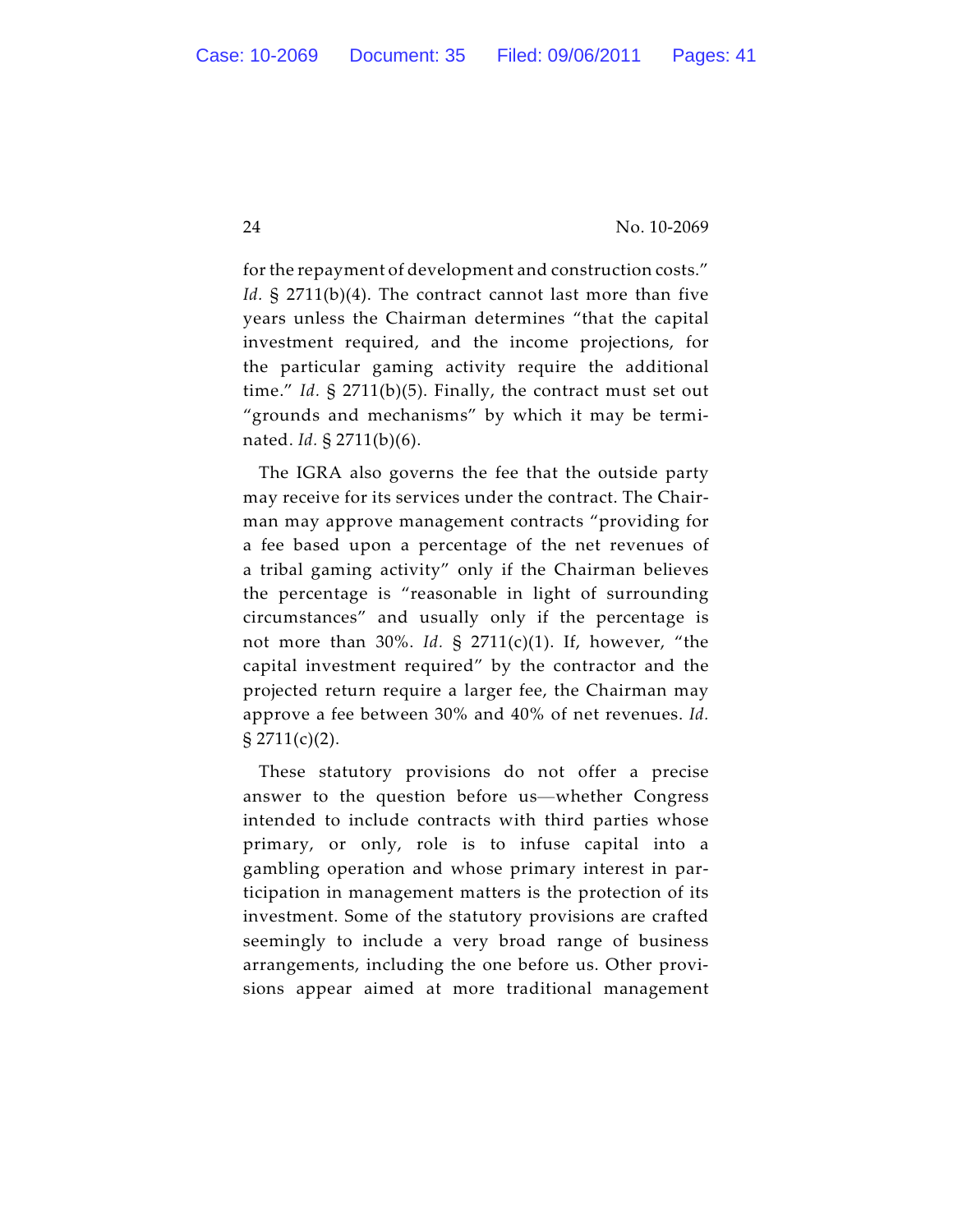for the repayment of development and construction costs." *Id.* § 2711(b)(4). The contract cannot last more than five years unless the Chairman determines "that the capital investment required, and the income projections, for the particular gaming activity require the additional time." *Id.* § 2711(b)(5). Finally, the contract must set out "grounds and mechanisms" by which it may be terminated. *Id.* § 2711(b)(6).

The IGRA also governs the fee that the outside party may receive for its services under the contract. The Chairman may approve management contracts "providing for a fee based upon a percentage of the net revenues of a tribal gaming activity" only if the Chairman believes the percentage is "reasonable in light of surrounding circumstances" and usually only if the percentage is not more than 30%. *Id.* § 2711(c)(1). If, however, "the capital investment required" by the contractor and the projected return require a larger fee, the Chairman may approve a fee between 30% and 40% of net revenues. *Id.* § 2711(c)(2).

These statutory provisions do not offer a precise answer to the question before us—whether Congress intended to include contracts with third parties whose primary, or only, role is to infuse capital into a gambling operation and whose primary interest in participation in management matters is the protection of its investment. Some of the statutory provisions are crafted seemingly to include a very broad range of business arrangements, including the one before us. Other provisions appear aimed at more traditional management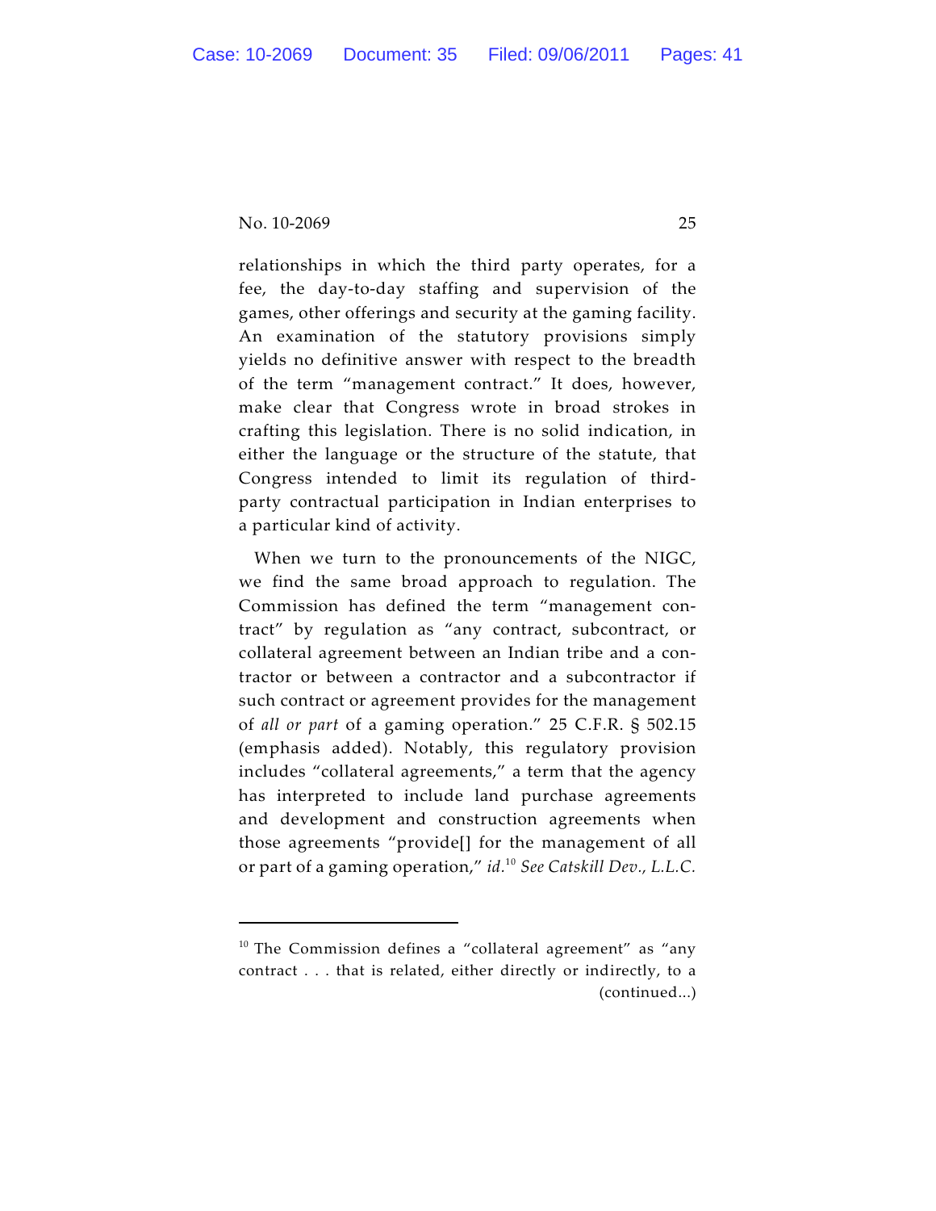relationships in which the third party operates, for a fee, the day-to-day staffing and supervision of the games, other offerings and security at the gaming facility. An examination of the statutory provisions simply yields no definitive answer with respect to the breadth of the term "management contract." It does, however, make clear that Congress wrote in broad strokes in crafting this legislation. There is no solid indication, in either the language or the structure of the statute, that Congress intended to limit its regulation of third-party contractual participation in Indian enterprises to a particular kind of activity.

When we turn to the pronouncements of the NIGC, we find the same broad approach to regulation. The Commission has defined the term "management contract" by regulation as "any contract, subcontract, or collateral agreement between an Indian tribe and a contractor or between a contractor and a subcontractor if such contract or agreement provides for the management of *all or part* of a gaming operation." 25 C.F.R. § 502.15 (emphasis added). Notably, this regulatory provision includes "collateral agreements," a term that the agency has interpreted to include land purchase agreements and development and construction agreements when those agreements "provide[] for the management of all or part of a gaming operation," *id.*[10] *See Catskill Dev., L.L.C.*

---

[10] The Commission defines a "collateral agreement" as "any contract . . . that is related, either directly or indirectly, to a (continued...)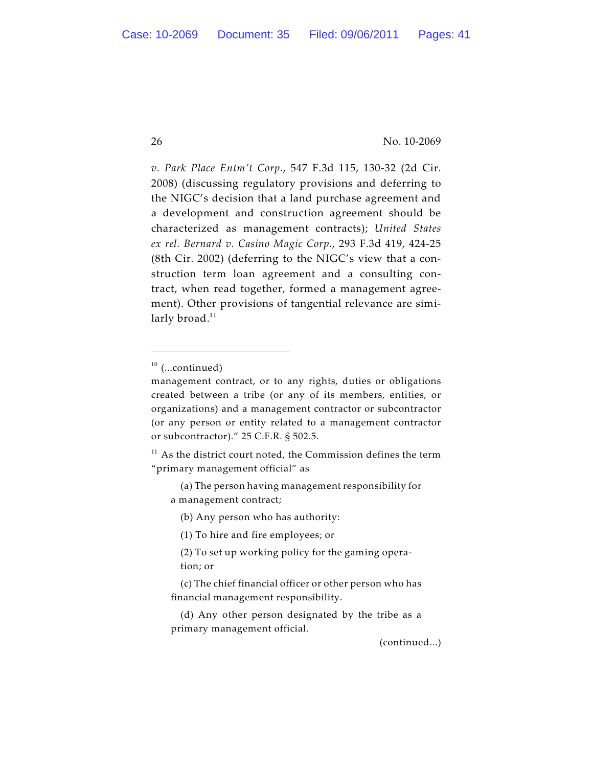*v. Park Place Entm't Corp.*, 547 F.3d 115, 130-32 (2d Cir. 2008) (discussing regulatory provisions and deferring to the NIGC's decision that a land purchase agreement and a development and construction agreement should be characterized as management contracts); *United States ex rel. Bernard v. Casino Magic Corp.*, 293 F.3d 419, 424-25 (8th Cir. 2002) (deferring to the NIGC's view that a construction term loan agreement and a consulting contract, when read together, formed a management agreement). Other provisions of tangential relevance are similarly broad.[11]

---

[10] (...continued)
management contract, or to any rights, duties or obligations created between a tribe (or any of its members, entities, or organizations) and a management contractor or subcontractor (or any person or entity related to a management contractor or subcontractor)." 25 C.F.R. § 502.5.

[11] As the district court noted, the Commission defines the term "primary management official" as

> (a) The person having management responsibility for a management contract;
>
> (b) Any person who has authority:
>
> (1) To hire and fire employees; or
>
> (2) To set up working policy for the gaming operation; or
>
> (c) The chief financial officer or other person who has financial management responsibility.
>
> (d) Any other person designated by the tribe as a primary management official.

(continued...)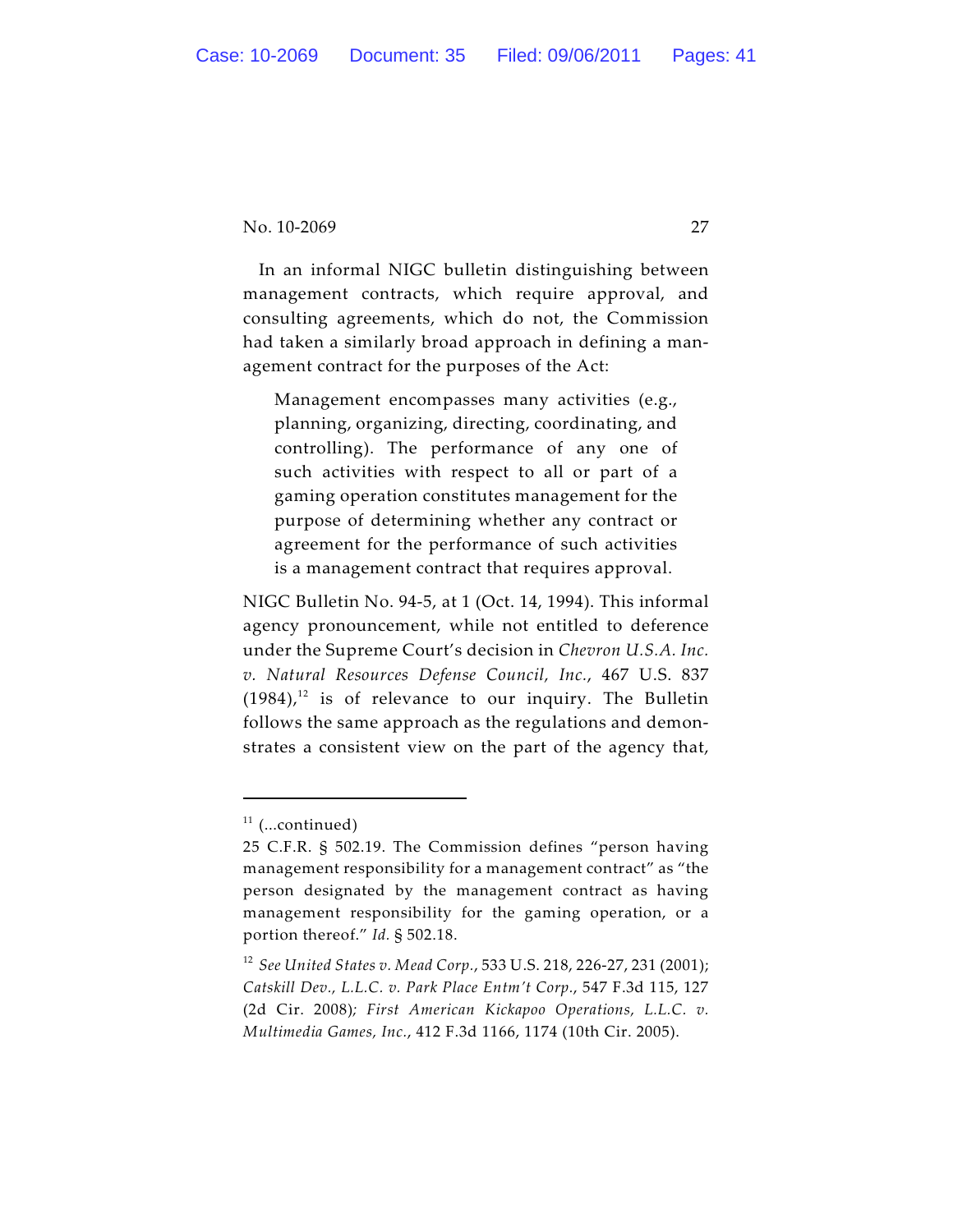In an informal NIGC bulletin distinguishing between management contracts, which require approval, and consulting agreements, which do not, the Commission had taken a similarly broad approach in defining a management contract for the purposes of the Act:

> Management encompasses many activities (e.g., planning, organizing, directing, coordinating, and controlling). The performance of any one of such activities with respect to all or part of a gaming operation constitutes management for the purpose of determining whether any contract or agreement for the performance of such activities is a management contract that requires approval.

NIGC Bulletin No. 94-5, at 1 (Oct. 14, 1994). This informal agency pronouncement, while not entitled to deference under the Supreme Court's decision in *Chevron U.S.A. Inc. v. Natural Resources Defense Council, Inc.*, 467 U.S. 837 (1984),[12] is of relevance to our inquiry. The Bulletin follows the same approach as the regulations and demonstrates a consistent view on the part of the agency that,

---

[11] (...continued)
25 C.F.R. § 502.19. The Commission defines "person having management responsibility for a management contract" as "the person designated by the management contract as having management responsibility for the gaming operation, or a portion thereof." *Id.* § 502.18.

[12] *See United States v. Mead Corp.*, 533 U.S. 218, 226-27, 231 (2001); *Catskill Dev., L.L.C. v. Park Place Entm't Corp.*, 547 F.3d 115, 127 (2d Cir. 2008); *First American Kickapoo Operations, L.L.C. v. Multimedia Games, Inc.*, 412 F.3d 1166, 1174 (10th Cir. 2005).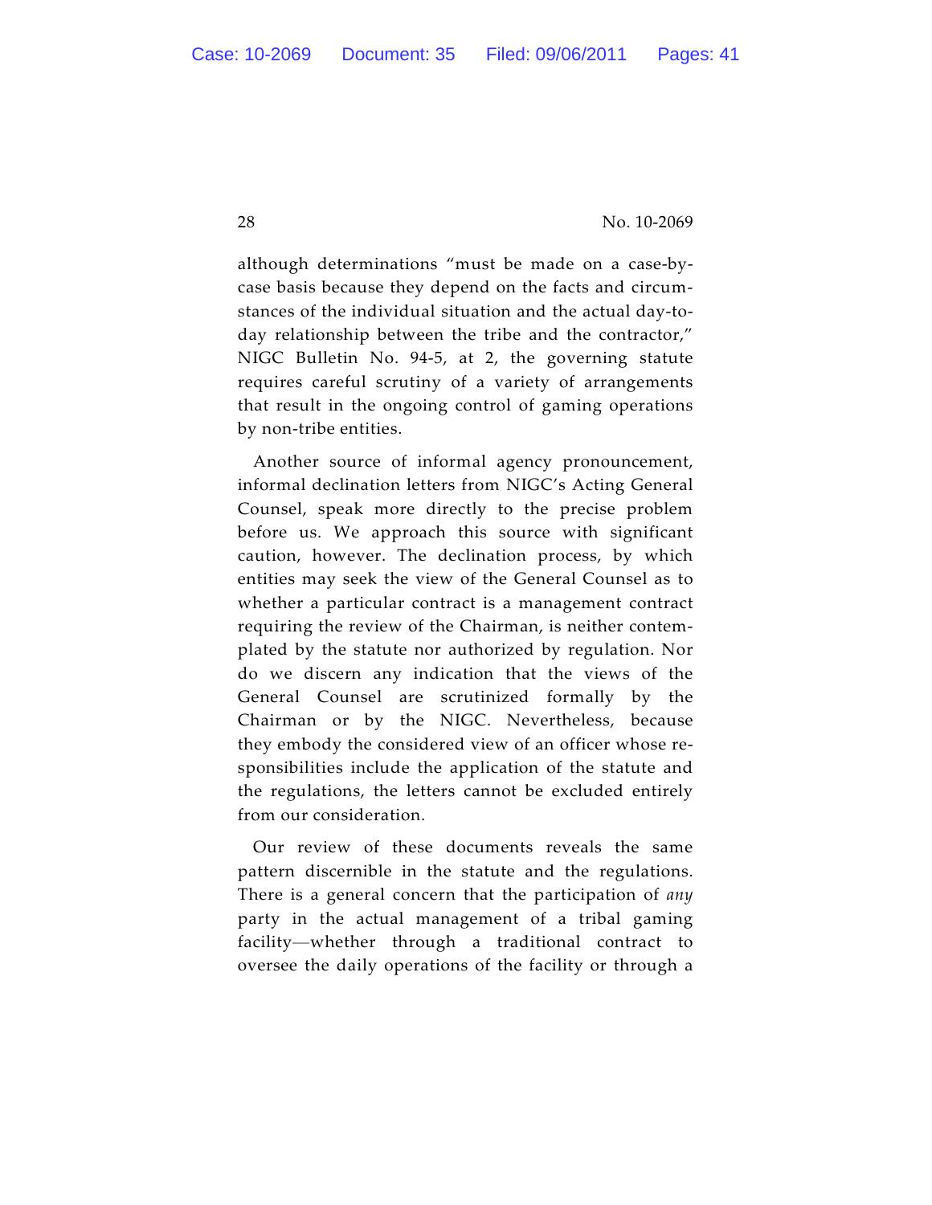although determinations "must be made on a case-by-case basis because they depend on the facts and circumstances of the individual situation and the actual day-to-day relationship between the tribe and the contractor," NIGC Bulletin No. 94-5, at 2, the governing statute requires careful scrutiny of a variety of arrangements that result in the ongoing control of gaming operations by non-tribe entities.

Another source of informal agency pronouncement, informal declination letters from NIGC's Acting General Counsel, speak more directly to the precise problem before us. We approach this source with significant caution, however. The declination process, by which entities may seek the view of the General Counsel as to whether a particular contract is a management contract requiring the review of the Chairman, is neither contemplated by the statute nor authorized by regulation. Nor do we discern any indication that the views of the General Counsel are scrutinized formally by the Chairman or by the NIGC. Nevertheless, because they embody the considered view of an officer whose responsibilities include the application of the statute and the regulations, the letters cannot be excluded entirely from our consideration.

Our review of these documents reveals the same pattern discernible in the statute and the regulations. There is a general concern that the participation of *any* party in the actual management of a tribal gaming facility—whether through a traditional contract to oversee the daily operations of the facility or through a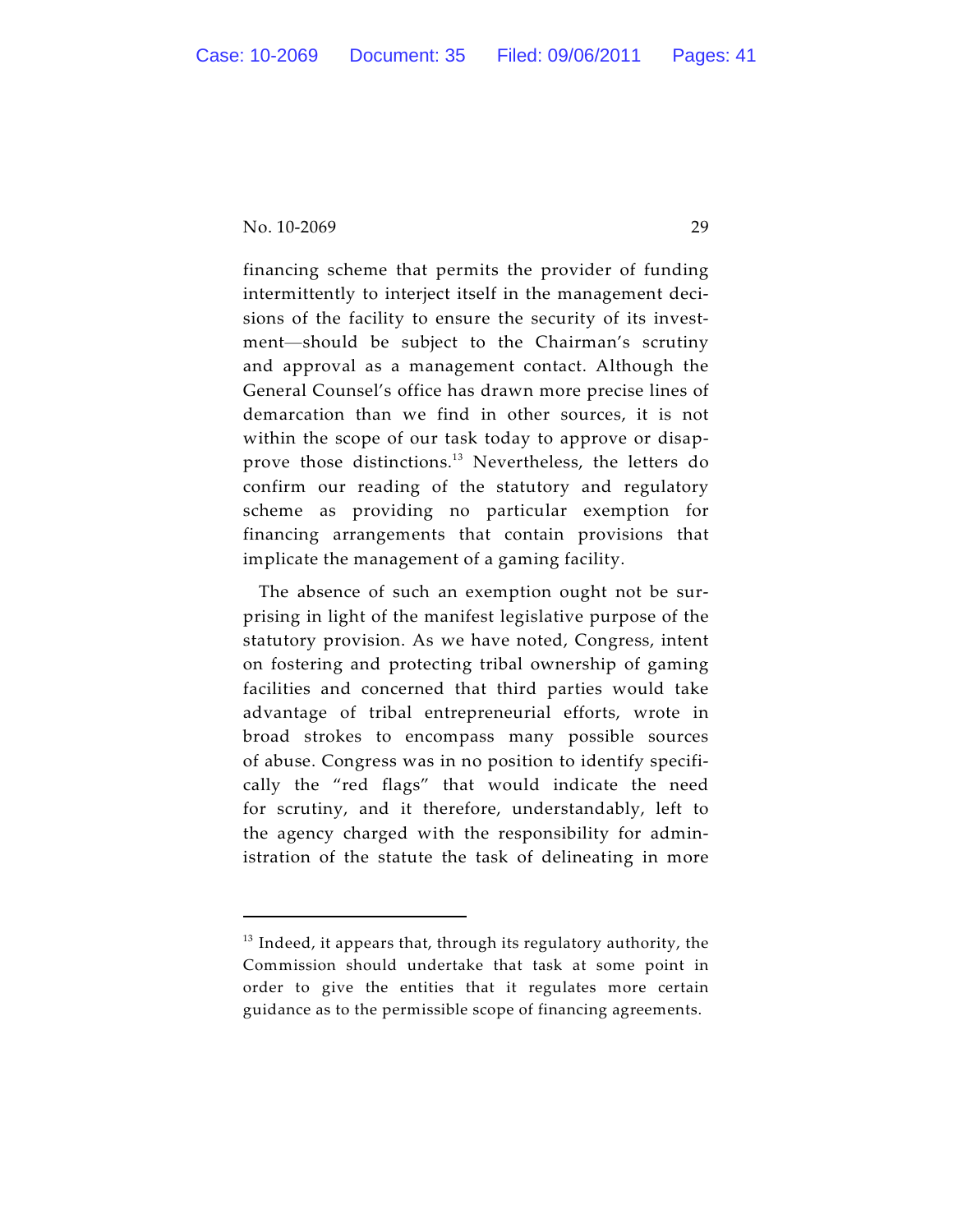financing scheme that permits the provider of funding intermittently to interject itself in the management decisions of the facility to ensure the security of its investment—should be subject to the Chairman's scrutiny and approval as a management contact. Although the General Counsel's office has drawn more precise lines of demarcation than we find in other sources, it is not within the scope of our task today to approve or disapprove those distinctions.[13] Nevertheless, the letters do confirm our reading of the statutory and regulatory scheme as providing no particular exemption for financing arrangements that contain provisions that implicate the management of a gaming facility.

The absence of such an exemption ought not be surprising in light of the manifest legislative purpose of the statutory provision. As we have noted, Congress, intent on fostering and protecting tribal ownership of gaming facilities and concerned that third parties would take advantage of tribal entrepreneurial efforts, wrote in broad strokes to encompass many possible sources of abuse. Congress was in no position to identify specifically the "red flags" that would indicate the need for scrutiny, and it therefore, understandably, left to the agency charged with the responsibility for administration of the statute the task of delineating in more

---

[13] Indeed, it appears that, through its regulatory authority, the Commission should undertake that task at some point in order to give the entities that it regulates more certain guidance as to the permissible scope of financing agreements.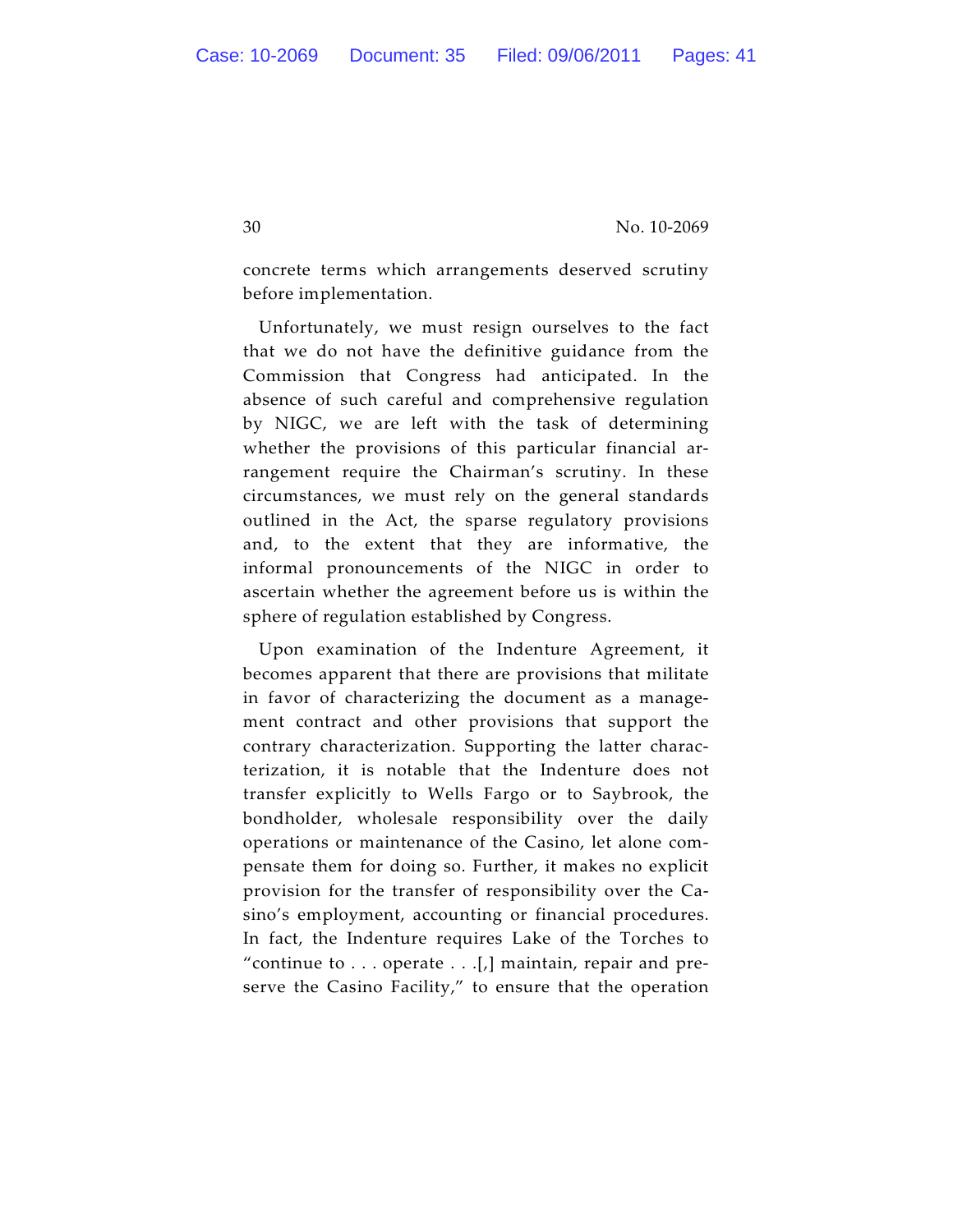concrete terms which arrangements deserved scrutiny before implementation.

Unfortunately, we must resign ourselves to the fact that we do not have the definitive guidance from the Commission that Congress had anticipated. In the absence of such careful and comprehensive regulation by NIGC, we are left with the task of determining whether the provisions of this particular financial arrangement require the Chairman's scrutiny. In these circumstances, we must rely on the general standards outlined in the Act, the sparse regulatory provisions and, to the extent that they are informative, the informal pronouncements of the NIGC in order to ascertain whether the agreement before us is within the sphere of regulation established by Congress.

Upon examination of the Indenture Agreement, it becomes apparent that there are provisions that militate in favor of characterizing the document as a management contract and other provisions that support the contrary characterization. Supporting the latter characterization, it is notable that the Indenture does not transfer explicitly to Wells Fargo or to Saybrook, the bondholder, wholesale responsibility over the daily operations or maintenance of the Casino, let alone compensate them for doing so. Further, it makes no explicit provision for the transfer of responsibility over the Casino's employment, accounting or financial procedures. In fact, the Indenture requires Lake of the Torches to "continue to . . . operate . . .[,] maintain, repair and preserve the Casino Facility," to ensure that the operation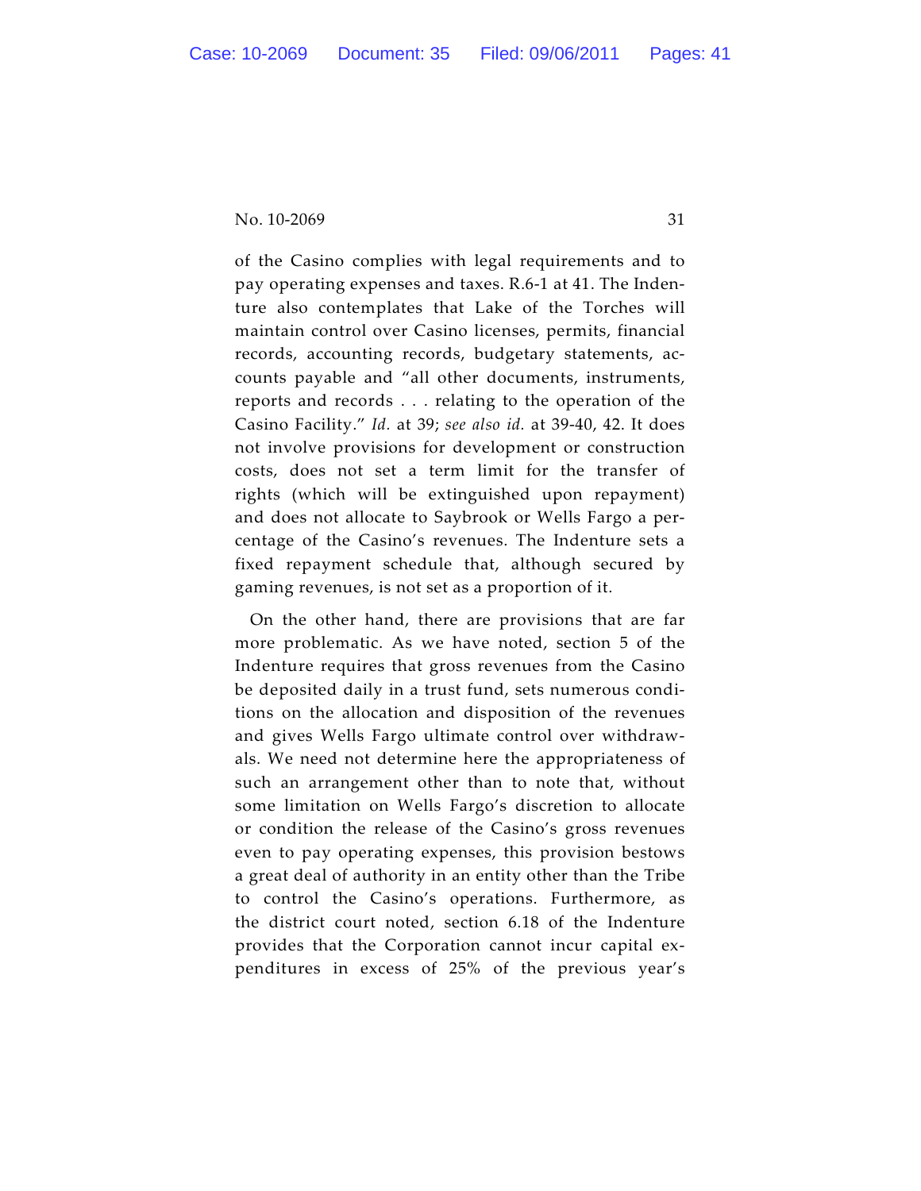of the Casino complies with legal requirements and to pay operating expenses and taxes. R.6-1 at 41. The Indenture also contemplates that Lake of the Torches will maintain control over Casino licenses, permits, financial records, accounting records, budgetary statements, accounts payable and "all other documents, instruments, reports and records . . . relating to the operation of the Casino Facility." *Id.* at 39; *see also id.* at 39-40, 42. It does not involve provisions for development or construction costs, does not set a term limit for the transfer of rights (which will be extinguished upon repayment) and does not allocate to Saybrook or Wells Fargo a percentage of the Casino's revenues. The Indenture sets a fixed repayment schedule that, although secured by gaming revenues, is not set as a proportion of it.

On the other hand, there are provisions that are far more problematic. As we have noted, section 5 of the Indenture requires that gross revenues from the Casino be deposited daily in a trust fund, sets numerous conditions on the allocation and disposition of the revenues and gives Wells Fargo ultimate control over withdrawals. We need not determine here the appropriateness of such an arrangement other than to note that, without some limitation on Wells Fargo's discretion to allocate or condition the release of the Casino's gross revenues even to pay operating expenses, this provision bestows a great deal of authority in an entity other than the Tribe to control the Casino's operations. Furthermore, as the district court noted, section 6.18 of the Indenture provides that the Corporation cannot incur capital expenditures in excess of 25% of the previous year's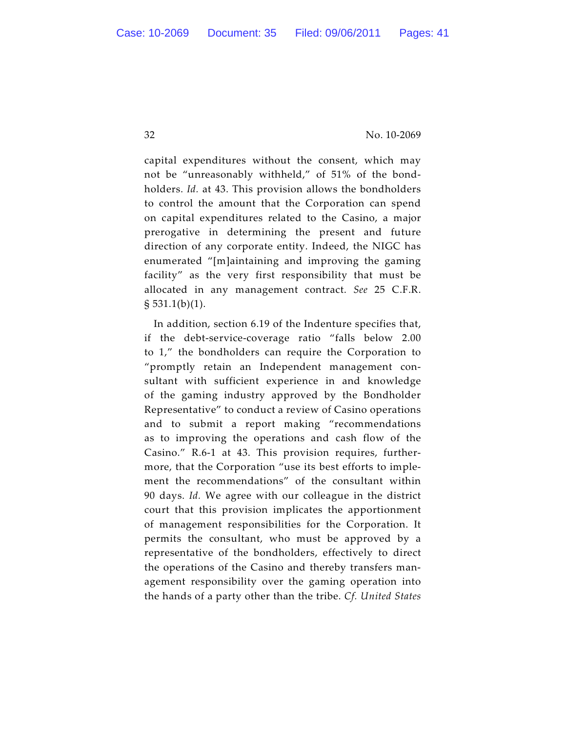capital expenditures without the consent, which may not be "unreasonably withheld," of 51% of the bondholders. *Id.* at 43. This provision allows the bondholders to control the amount that the Corporation can spend on capital expenditures related to the Casino, a major prerogative in determining the present and future direction of any corporate entity. Indeed, the NIGC has enumerated "[m]aintaining and improving the gaming facility" as the very first responsibility that must be allocated in any management contract. *See* 25 C.F.R. § 531.1(b)(1).

In addition, section 6.19 of the Indenture specifies that, if the debt-service-coverage ratio "falls below 2.00 to 1," the bondholders can require the Corporation to "promptly retain an Independent management consultant with sufficient experience in and knowledge of the gaming industry approved by the Bondholder Representative" to conduct a review of Casino operations and to submit a report making "recommendations as to improving the operations and cash flow of the Casino." R.6-1 at 43. This provision requires, furthermore, that the Corporation "use its best efforts to implement the recommendations" of the consultant within 90 days. *Id.* We agree with our colleague in the district court that this provision implicates the apportionment of management responsibilities for the Corporation. It permits the consultant, who must be approved by a representative of the bondholders, effectively to direct the operations of the Casino and thereby transfers management responsibility over the gaming operation into the hands of a party other than the tribe. *Cf. United States*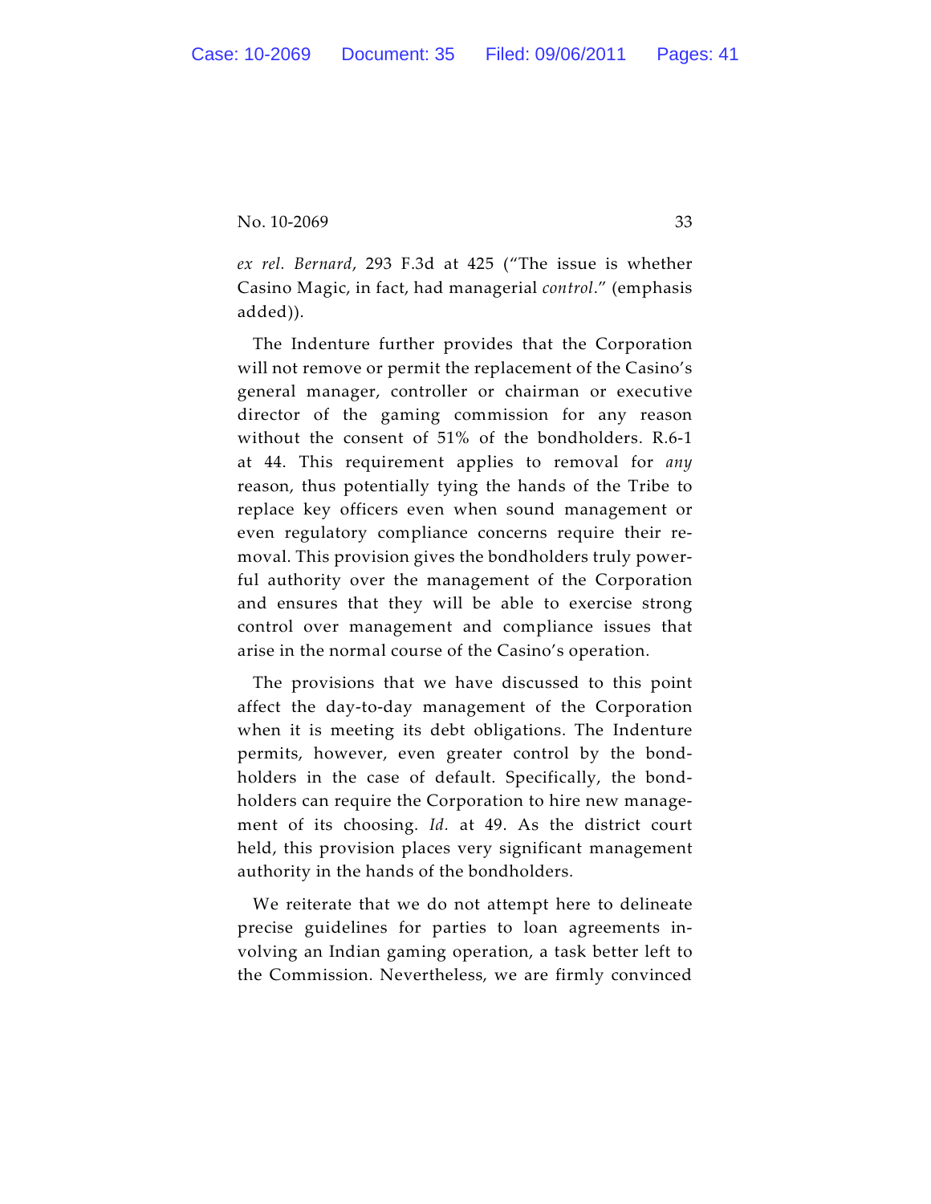*ex rel. Bernard*, 293 F.3d at 425 ("The issue is whether Casino Magic, in fact, had managerial *control*." (emphasis added)).

The Indenture further provides that the Corporation will not remove or permit the replacement of the Casino's general manager, controller or chairman or executive director of the gaming commission for any reason without the consent of 51% of the bondholders. R.6-1 at 44. This requirement applies to removal for *any* reason, thus potentially tying the hands of the Tribe to replace key officers even when sound management or even regulatory compliance concerns require their removal. This provision gives the bondholders truly powerful authority over the management of the Corporation and ensures that they will be able to exercise strong control over management and compliance issues that arise in the normal course of the Casino's operation.

The provisions that we have discussed to this point affect the day-to-day management of the Corporation when it is meeting its debt obligations. The Indenture permits, however, even greater control by the bondholders in the case of default. Specifically, the bondholders can require the Corporation to hire new management of its choosing. *Id.* at 49. As the district court held, this provision places very significant management authority in the hands of the bondholders.

We reiterate that we do not attempt here to delineate precise guidelines for parties to loan agreements involving an Indian gaming operation, a task better left to the Commission. Nevertheless, we are firmly convinced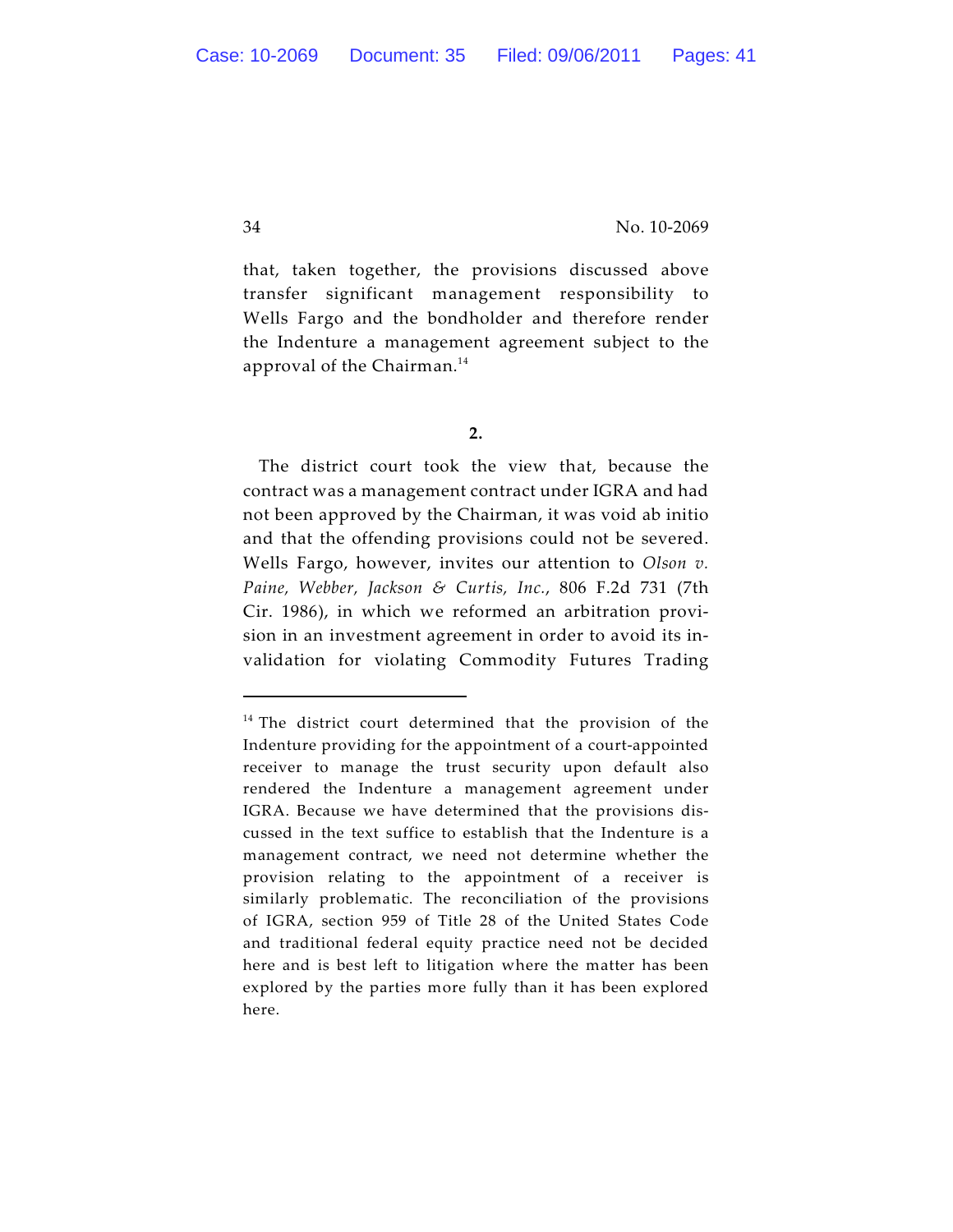that, taken together, the provisions discussed above transfer significant management responsibility to Wells Fargo and the bondholder and therefore render the Indenture a management agreement subject to the approval of the Chairman.[14]

**2.**

The district court took the view that, because the contract was a management contract under IGRA and had not been approved by the Chairman, it was void ab initio and that the offending provisions could not be severed. Wells Fargo, however, invites our attention to *Olson v. Paine, Webber, Jackson & Curtis, Inc.*, 806 F.2d 731 (7th Cir. 1986), in which we reformed an arbitration provision in an investment agreement in order to avoid its invalidation for violating Commodity Futures Trading

---

[14] The district court determined that the provision of the Indenture providing for the appointment of a court-appointed receiver to manage the trust security upon default also rendered the Indenture a management agreement under IGRA. Because we have determined that the provisions discussed in the text suffice to establish that the Indenture is a management contract, we need not determine whether the provision relating to the appointment of a receiver is similarly problematic. The reconciliation of the provisions of IGRA, section 959 of Title 28 of the United States Code and traditional federal equity practice need not be decided here and is best left to litigation where the matter has been explored by the parties more fully than it has been explored here.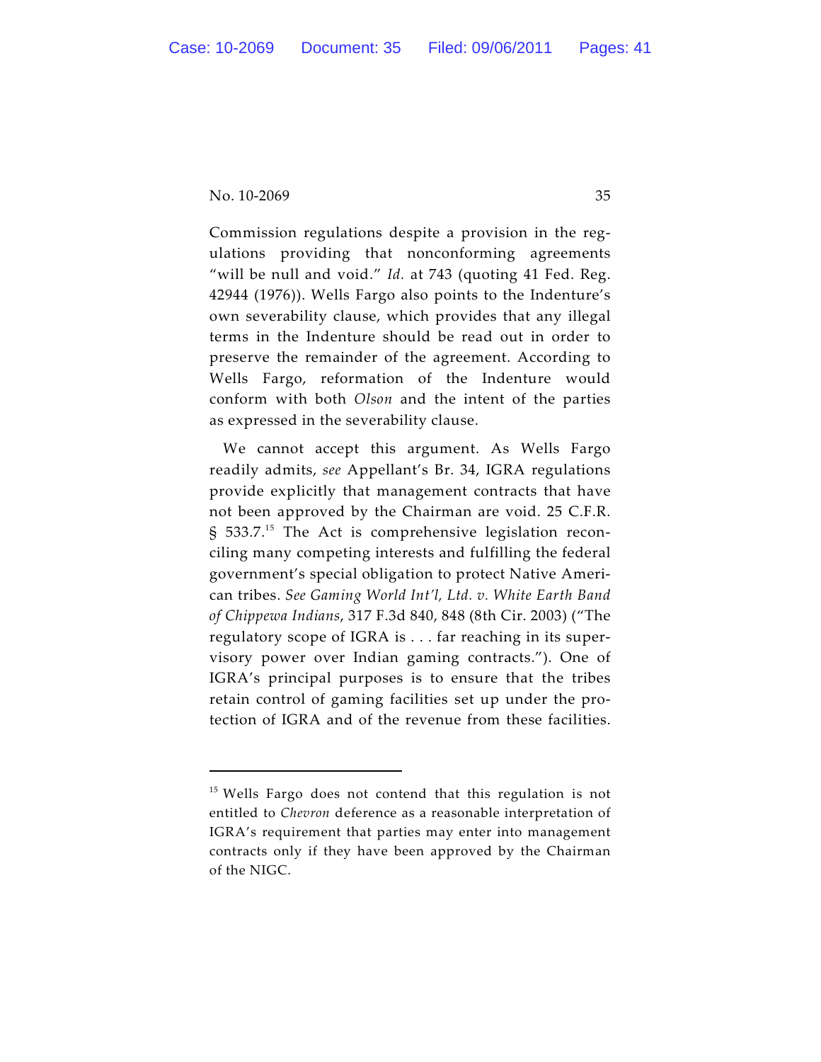Commission regulations despite a provision in the regulations providing that nonconforming agreements "will be null and void." *Id.* at 743 (quoting 41 Fed. Reg. 42944 (1976)). Wells Fargo also points to the Indenture's own severability clause, which provides that any illegal terms in the Indenture should be read out in order to preserve the remainder of the agreement. According to Wells Fargo, reformation of the Indenture would conform with both *Olson* and the intent of the parties as expressed in the severability clause.

We cannot accept this argument. As Wells Fargo readily admits, *see* Appellant's Br. 34, IGRA regulations provide explicitly that management contracts that have not been approved by the Chairman are void. 25 C.F.R. § 533.7.[15] The Act is comprehensive legislation reconciling many competing interests and fulfilling the federal government's special obligation to protect Native American tribes. *See Gaming World Int'l, Ltd. v. White Earth Band of Chippewa Indians*, 317 F.3d 840, 848 (8th Cir. 2003) ("The regulatory scope of IGRA is . . . far reaching in its supervisory power over Indian gaming contracts."). One of IGRA's principal purposes is to ensure that the tribes retain control of gaming facilities set up under the protection of IGRA and of the revenue from these facilities.

---

[15] Wells Fargo does not contend that this regulation is not entitled to *Chevron* deference as a reasonable interpretation of IGRA's requirement that parties may enter into management contracts only if they have been approved by the Chairman of the NIGC.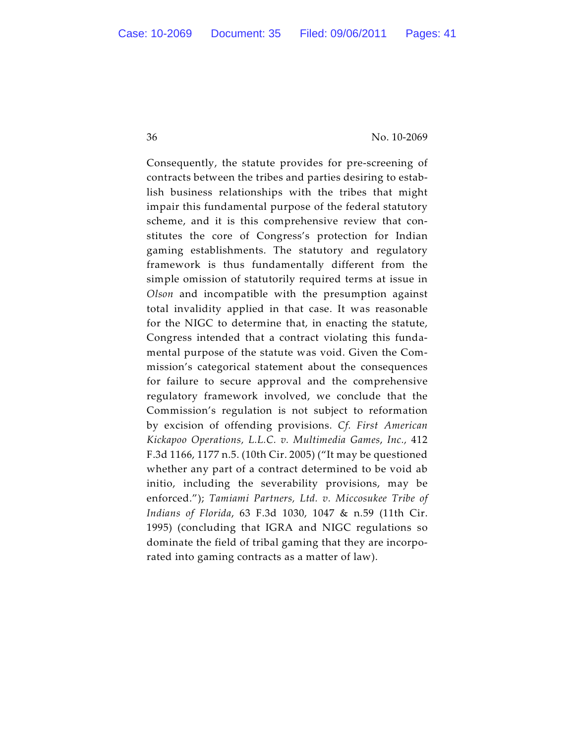Consequently, the statute provides for pre-screening of contracts between the tribes and parties desiring to establish business relationships with the tribes that might impair this fundamental purpose of the federal statutory scheme, and it is this comprehensive review that constitutes the core of Congress's protection for Indian gaming establishments. The statutory and regulatory framework is thus fundamentally different from the simple omission of statutorily required terms at issue in *Olson* and incompatible with the presumption against total invalidity applied in that case. It was reasonable for the NIGC to determine that, in enacting the statute, Congress intended that a contract violating this fundamental purpose of the statute was void. Given the Commission's categorical statement about the consequences for failure to secure approval and the comprehensive regulatory framework involved, we conclude that the Commission's regulation is not subject to reformation by excision of offending provisions. *Cf. First American Kickapoo Operations, L.L.C. v. Multimedia Games, Inc.,* 412 F.3d 1166, 1177 n.5. (10th Cir. 2005) ("It may be questioned whether any part of a contract determined to be void ab initio, including the severability provisions, may be enforced."); *Tamiami Partners, Ltd. v. Miccosukee Tribe of Indians of Florida*, 63 F.3d 1030, 1047 & n.59 (11th Cir. 1995) (concluding that IGRA and NIGC regulations so dominate the field of tribal gaming that they are incorporated into gaming contracts as a matter of law).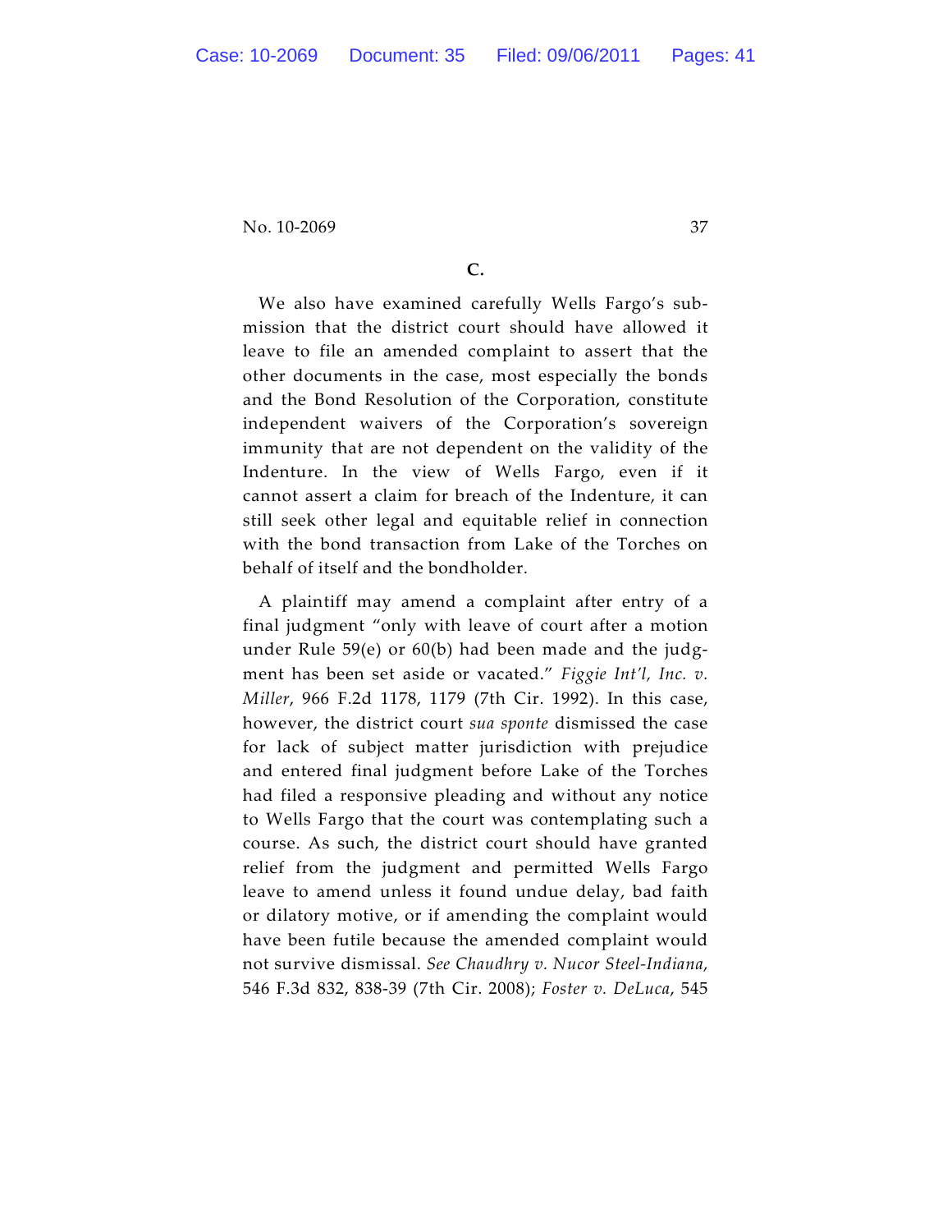## C.

We also have examined carefully Wells Fargo's submission that the district court should have allowed it leave to file an amended complaint to assert that the other documents in the case, most especially the bonds and the Bond Resolution of the Corporation, constitute independent waivers of the Corporation's sovereign immunity that are not dependent on the validity of the Indenture. In the view of Wells Fargo, even if it cannot assert a claim for breach of the Indenture, it can still seek other legal and equitable relief in connection with the bond transaction from Lake of the Torches on behalf of itself and the bondholder.

A plaintiff may amend a complaint after entry of a final judgment "only with leave of court after a motion under Rule 59(e) or 60(b) had been made and the judgment has been set aside or vacated." *Figgie Int'l, Inc. v. Miller*, 966 F.2d 1178, 1179 (7th Cir. 1992). In this case, however, the district court *sua sponte* dismissed the case for lack of subject matter jurisdiction with prejudice and entered final judgment before Lake of the Torches had filed a responsive pleading and without any notice to Wells Fargo that the court was contemplating such a course. As such, the district court should have granted relief from the judgment and permitted Wells Fargo leave to amend unless it found undue delay, bad faith or dilatory motive, or if amending the complaint would have been futile because the amended complaint would not survive dismissal. *See Chaudhry v. Nucor Steel-Indiana*, 546 F.3d 832, 838-39 (7th Cir. 2008); *Foster v. DeLuca*, 545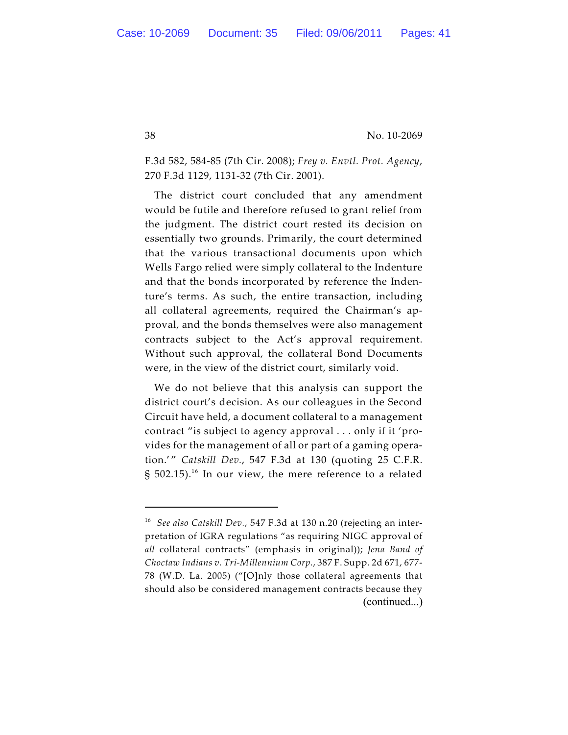F.3d 582, 584-85 (7th Cir. 2008); *Frey v. Envtl. Prot. Agency*, 270 F.3d 1129, 1131-32 (7th Cir. 2001).

The district court concluded that any amendment would be futile and therefore refused to grant relief from the judgment. The district court rested its decision on essentially two grounds. Primarily, the court determined that the various transactional documents upon which Wells Fargo relied were simply collateral to the Indenture and that the bonds incorporated by reference the Indenture's terms. As such, the entire transaction, including all collateral agreements, required the Chairman's approval, and the bonds themselves were also management contracts subject to the Act's approval requirement. Without such approval, the collateral Bond Documents were, in the view of the district court, similarly void.

We do not believe that this analysis can support the district court's decision. As our colleagues in the Second Circuit have held, a document collateral to a management contract "is subject to agency approval . . . only if it 'provides for the management of all or part of a gaming operation.'" *Catskill Dev.*, 547 F.3d at 130 (quoting 25 C.F.R. § 502.15).[16] In our view, the mere reference to a related

---

[16] *See also Catskill Dev.*, 547 F.3d at 130 n.20 (rejecting an interpretation of IGRA regulations "as requiring NIGC approval of *all* collateral contracts" (emphasis in original)); *Jena Band of Choctaw Indians v. Tri-Millennium Corp.*, 387 F. Supp. 2d 671, 677-78 (W.D. La. 2005) ("[O]nly those collateral agreements that should also be considered management contracts because they (continued...)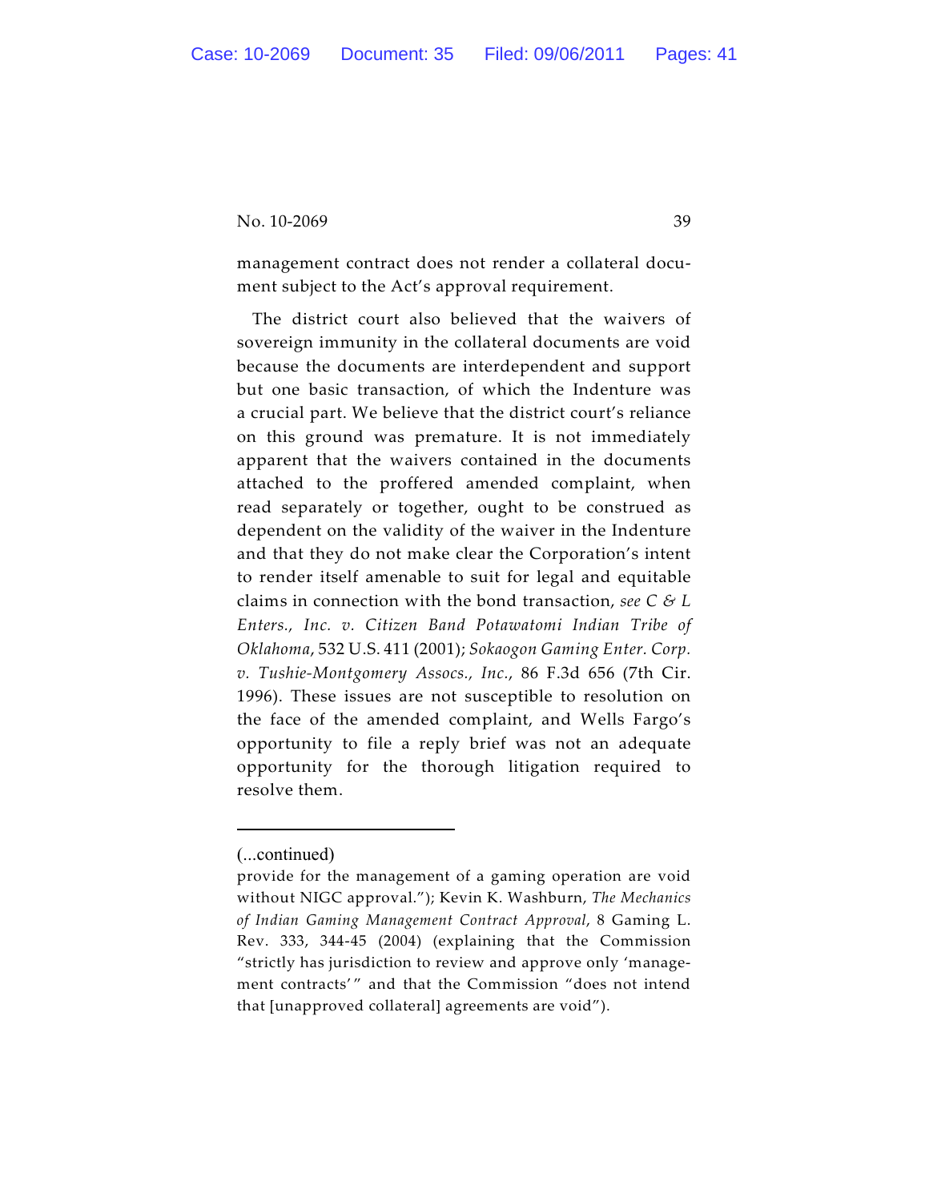management contract does not render a collateral document subject to the Act's approval requirement.

The district court also believed that the waivers of sovereign immunity in the collateral documents are void because the documents are interdependent and support but one basic transaction, of which the Indenture was a crucial part. We believe that the district court's reliance on this ground was premature. It is not immediately apparent that the waivers contained in the documents attached to the proffered amended complaint, when read separately or together, ought to be construed as dependent on the validity of the waiver in the Indenture and that they do not make clear the Corporation's intent to render itself amenable to suit for legal and equitable claims in connection with the bond transaction, *see C & L Enters., Inc. v. Citizen Band Potawatomi Indian Tribe of Oklahoma*, 532 U.S. 411 (2001); *Sokaogon Gaming Enter. Corp. v. Tushie-Montgomery Assocs., Inc.*, 86 F.3d 656 (7th Cir. 1996). These issues are not susceptible to resolution on the face of the amended complaint, and Wells Fargo's opportunity to file a reply brief was not an adequate opportunity for the thorough litigation required to resolve them.

---

(...continued)

provide for the management of a gaming operation are void without NIGC approval."); Kevin K. Washburn, *The Mechanics of Indian Gaming Management Contract Approval*, 8 Gaming L. Rev. 333, 344-45 (2004) (explaining that the Commission "strictly has jurisdiction to review and approve only 'management contracts'" and that the Commission "does not intend that [unapproved collateral] agreements are void").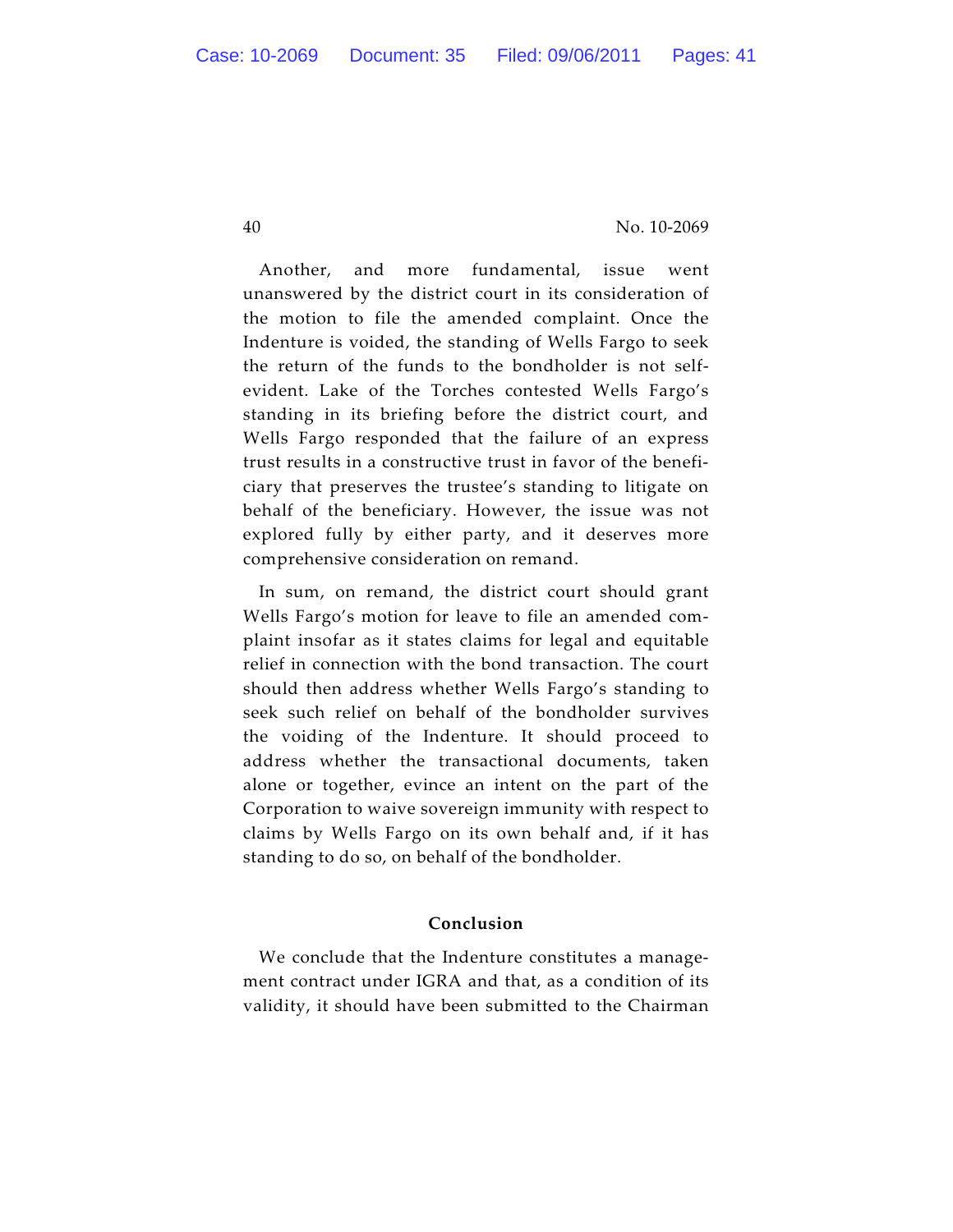Another, and more fundamental, issue went unanswered by the district court in its consideration of the motion to file the amended complaint. Once the Indenture is voided, the standing of Wells Fargo to seek the return of the funds to the bondholder is not self-evident. Lake of the Torches contested Wells Fargo's standing in its briefing before the district court, and Wells Fargo responded that the failure of an express trust results in a constructive trust in favor of the beneficiary that preserves the trustee's standing to litigate on behalf of the beneficiary. However, the issue was not explored fully by either party, and it deserves more comprehensive consideration on remand.

In sum, on remand, the district court should grant Wells Fargo's motion for leave to file an amended complaint insofar as it states claims for legal and equitable relief in connection with the bond transaction. The court should then address whether Wells Fargo's standing to seek such relief on behalf of the bondholder survives the voiding of the Indenture. It should proceed to address whether the transactional documents, taken alone or together, evince an intent on the part of the Corporation to waive sovereign immunity with respect to claims by Wells Fargo on its own behalf and, if it has standing to do so, on behalf of the bondholder.

## Conclusion

We conclude that the Indenture constitutes a management contract under IGRA and that, as a condition of its validity, it should have been submitted to the Chairman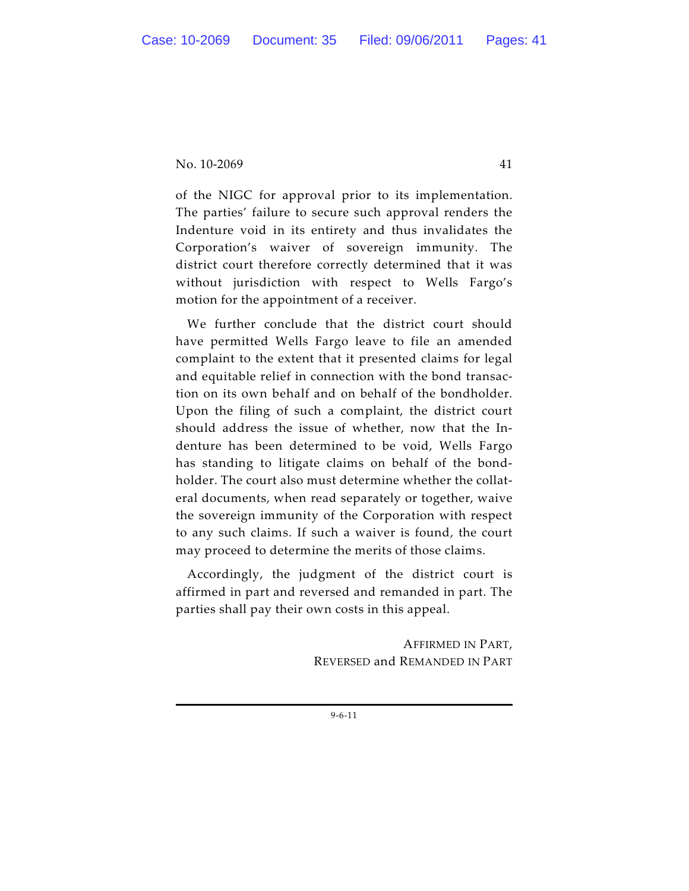of the NIGC for approval prior to its implementation. The parties' failure to secure such approval renders the Indenture void in its entirety and thus invalidates the Corporation's waiver of sovereign immunity. The district court therefore correctly determined that it was without jurisdiction with respect to Wells Fargo's motion for the appointment of a receiver.

We further conclude that the district court should have permitted Wells Fargo leave to file an amended complaint to the extent that it presented claims for legal and equitable relief in connection with the bond transaction on its own behalf and on behalf of the bondholder. Upon the filing of such a complaint, the district court should address the issue of whether, now that the Indenture has been determined to be void, Wells Fargo has standing to litigate claims on behalf of the bondholder. The court also must determine whether the collateral documents, when read separately or together, waive the sovereign immunity of the Corporation with respect to any such claims. If such a waiver is found, the court may proceed to determine the merits of those claims.

Accordingly, the judgment of the district court is affirmed in part and reversed and remanded in part. The parties shall pay their own costs in this appeal.

AFFIRMED IN PART,
REVERSED and REMANDED IN PART

9-6-11